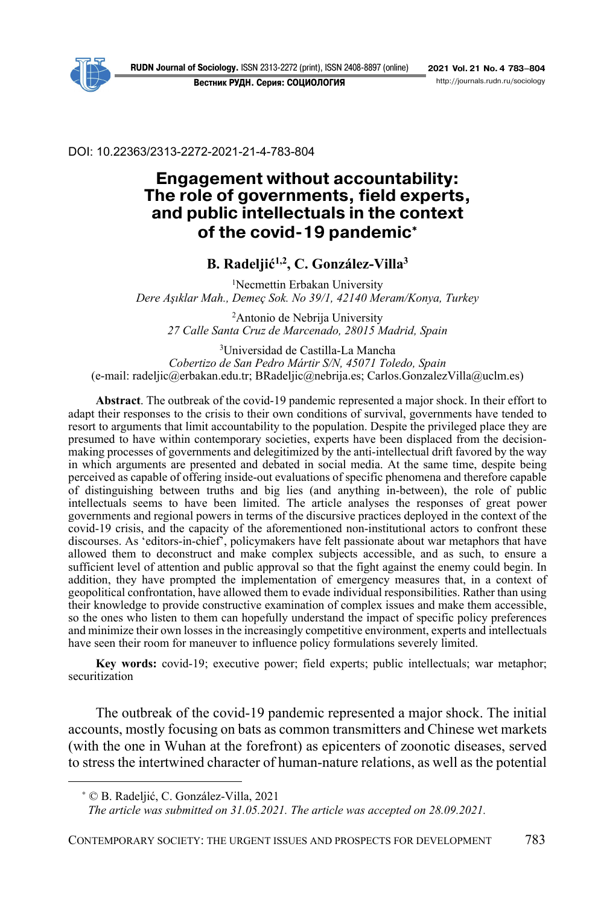DOI: 10.22363/2313-2272-2021-21-4-783-804

# Engagement without accountability: The role of governments, field experts, and public intellectuals in the context of the covid-19 pandemic*

**B. Radeljić[1,2], C. González-Villa[3]**

[1]Necmettin Erbakan University
*Dere Aşıklar Mah., Demeç Sok. No 39/1, 42140 Meram/Konya, Turkey*

[2]Antonio de Nebrija University
*27 Calle Santa Cruz de Marcenado, 28015 Madrid, Spain*

[3]Universidad de Castilla-La Mancha
*Cobertizo de San Pedro Mártir S/N, 45071 Toledo, Spain*
(e-mail: radeljic@erbakan.edu.tr; BRadeljic@nebrija.es; Carlos.GonzalezVilla@uclm.es)

**Abstract**. The outbreak of the covid-19 pandemic represented a major shock. In their effort to adapt their responses to the crisis to their own conditions of survival, governments have tended to resort to arguments that limit accountability to the population. Despite the privileged place they are presumed to have within contemporary societies, experts have been displaced from the decision-making processes of governments and delegitimized by the anti-intellectual drift favored by the way in which arguments are presented and debated in social media. At the same time, despite being perceived as capable of offering inside-out evaluations of specific phenomena and therefore capable of distinguishing between truths and big lies (and anything in-between), the role of public intellectuals seems to have been limited. The article analyses the responses of great power governments and regional powers in terms of the discursive practices deployed in the context of the covid-19 crisis, and the capacity of the aforementioned non-institutional actors to confront these discourses. As 'editors-in-chief', policymakers have felt passionate about war metaphors that have allowed them to deconstruct and make complex subjects accessible, and as such, to ensure a sufficient level of attention and public approval so that the fight against the enemy could begin. In addition, they have prompted the implementation of emergency measures that, in a context of geopolitical confrontation, have allowed them to evade individual responsibilities. Rather than using their knowledge to provide constructive examination of complex issues and make them accessible, so the ones who listen to them can hopefully understand the impact of specific policy preferences and minimize their own losses in the increasingly competitive environment, experts and intellectuals have seen their room for maneuver to influence policy formulations severely limited.

**Key words:** covid-19; executive power; field experts; public intellectuals; war metaphor; securitization

The outbreak of the covid-19 pandemic represented a major shock. The initial accounts, mostly focusing on bats as common transmitters and Chinese wet markets (with the one in Wuhan at the forefront) as epicenters of zoonotic diseases, served to stress the intertwined character of human-nature relations, as well as the potential

---

* © B. Radeljić, C. González-Villa, 2021
*The article was submitted on 31.05.2021. The article was accepted on 28.09.2021.*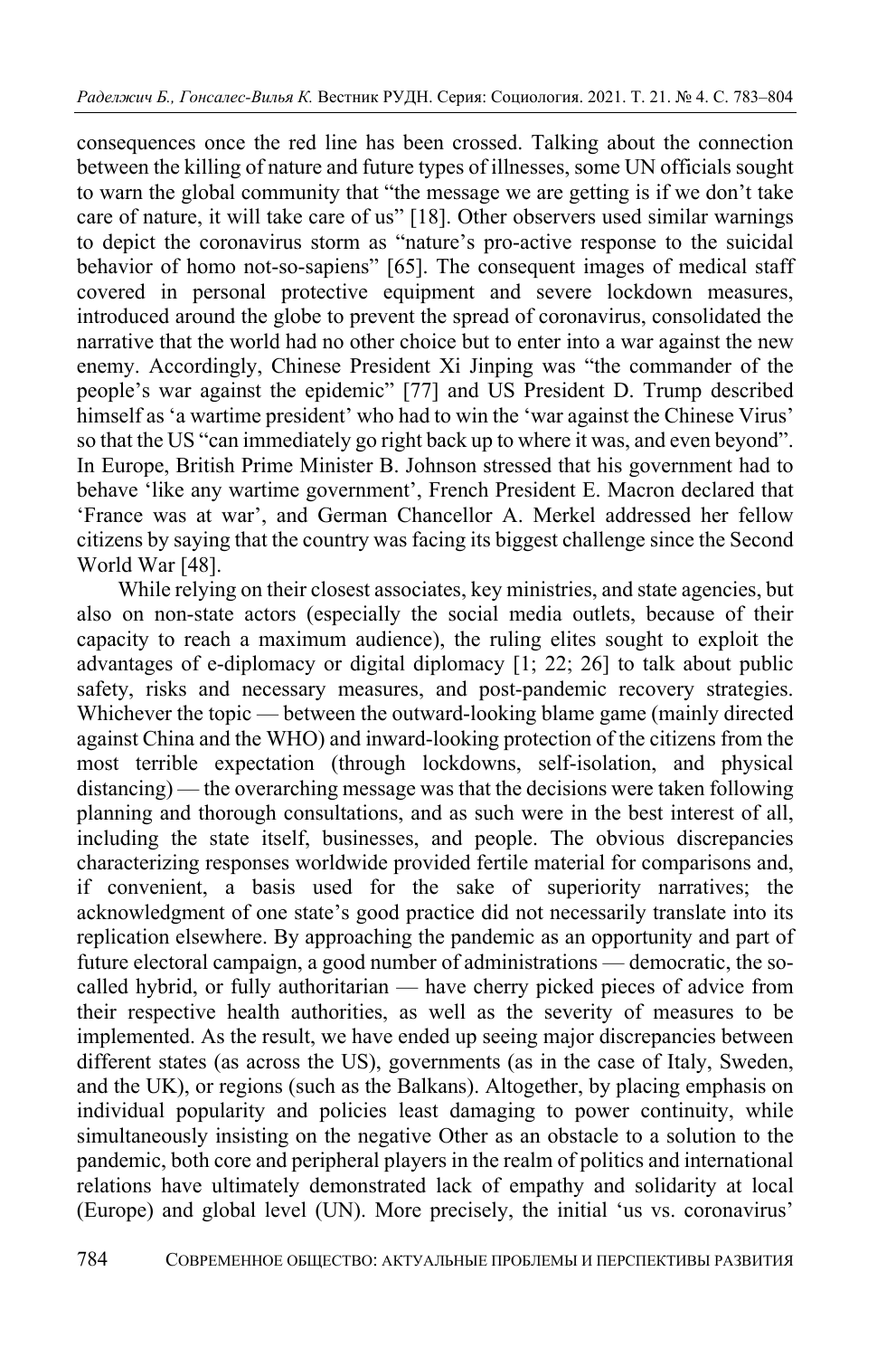consequences once the red line has been crossed. Talking about the connection between the killing of nature and future types of illnesses, some UN officials sought to warn the global community that "the message we are getting is if we don't take care of nature, it will take care of us" [18]. Other observers used similar warnings to depict the coronavirus storm as "nature's pro-active response to the suicidal behavior of homo not-so-sapiens" [65]. The consequent images of medical staff covered in personal protective equipment and severe lockdown measures, introduced around the globe to prevent the spread of coronavirus, consolidated the narrative that the world had no other choice but to enter into a war against the new enemy. Accordingly, Chinese President Xi Jinping was "the commander of the people's war against the epidemic" [77] and US President D. Trump described himself as 'a wartime president' who had to win the 'war against the Chinese Virus' so that the US "can immediately go right back up to where it was, and even beyond". In Europe, British Prime Minister B. Johnson stressed that his government had to behave 'like any wartime government', French President E. Macron declared that 'France was at war', and German Chancellor A. Merkel addressed her fellow citizens by saying that the country was facing its biggest challenge since the Second World War [48].

While relying on their closest associates, key ministries, and state agencies, but also on non-state actors (especially the social media outlets, because of their capacity to reach a maximum audience), the ruling elites sought to exploit the advantages of e-diplomacy or digital diplomacy [1; 22; 26] to talk about public safety, risks and necessary measures, and post-pandemic recovery strategies. Whichever the topic — between the outward-looking blame game (mainly directed against China and the WHO) and inward-looking protection of the citizens from the most terrible expectation (through lockdowns, self-isolation, and physical distancing) — the overarching message was that the decisions were taken following planning and thorough consultations, and as such were in the best interest of all, including the state itself, businesses, and people. The obvious discrepancies characterizing responses worldwide provided fertile material for comparisons and, if convenient, a basis used for the sake of superiority narratives; the acknowledgment of one state's good practice did not necessarily translate into its replication elsewhere. By approaching the pandemic as an opportunity and part of future electoral campaign, a good number of administrations — democratic, the so-called hybrid, or fully authoritarian — have cherry picked pieces of advice from their respective health authorities, as well as the severity of measures to be implemented. As the result, we have ended up seeing major discrepancies between different states (as across the US), governments (as in the case of Italy, Sweden, and the UK), or regions (such as the Balkans). Altogether, by placing emphasis on individual popularity and policies least damaging to power continuity, while simultaneously insisting on the negative Other as an obstacle to a solution to the pandemic, both core and peripheral players in the realm of politics and international relations have ultimately demonstrated lack of empathy and solidarity at local (Europe) and global level (UN). More precisely, the initial 'us vs. coronavirus'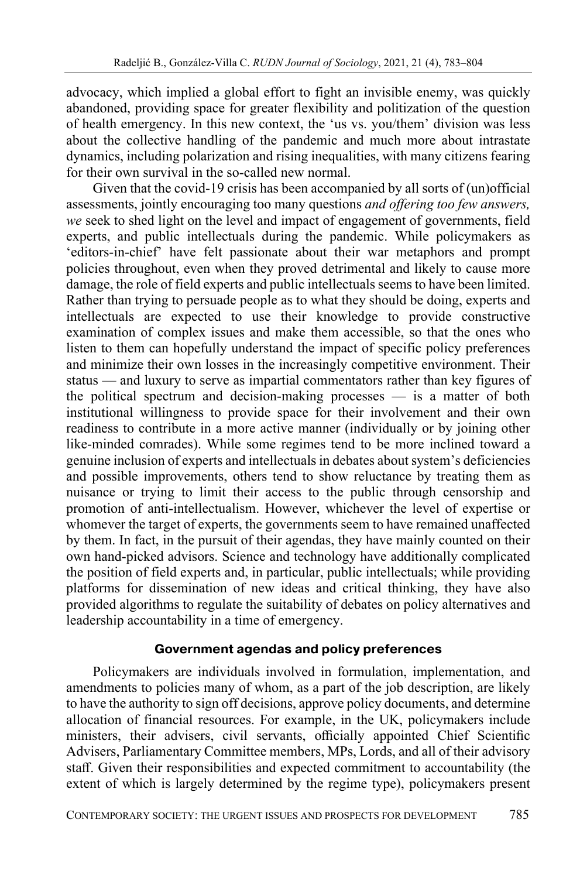advocacy, which implied a global effort to fight an invisible enemy, was quickly abandoned, providing space for greater flexibility and politization of the question of health emergency. In this new context, the 'us vs. you/them' division was less about the collective handling of the pandemic and much more about intrastate dynamics, including polarization and rising inequalities, with many citizens fearing for their own survival in the so-called new normal.

Given that the covid-19 crisis has been accompanied by all sorts of (un)official assessments, jointly encouraging too many questions *and offering too few answers, we* seek to shed light on the level and impact of engagement of governments, field experts, and public intellectuals during the pandemic. While policymakers as 'editors-in-chief' have felt passionate about their war metaphors and prompt policies throughout, even when they proved detrimental and likely to cause more damage, the role of field experts and public intellectuals seems to have been limited. Rather than trying to persuade people as to what they should be doing, experts and intellectuals are expected to use their knowledge to provide constructive examination of complex issues and make them accessible, so that the ones who listen to them can hopefully understand the impact of specific policy preferences and minimize their own losses in the increasingly competitive environment. Their status — and luxury to serve as impartial commentators rather than key figures of the political spectrum and decision-making processes — is a matter of both institutional willingness to provide space for their involvement and their own readiness to contribute in a more active manner (individually or by joining other like-minded comrades). While some regimes tend to be more inclined toward a genuine inclusion of experts and intellectuals in debates about system's deficiencies and possible improvements, others tend to show reluctance by treating them as nuisance or trying to limit their access to the public through censorship and promotion of anti-intellectualism. However, whichever the level of expertise or whomever the target of experts, the governments seem to have remained unaffected by them. In fact, in the pursuit of their agendas, they have mainly counted on their own hand-picked advisors. Science and technology have additionally complicated the position of field experts and, in particular, public intellectuals; while providing platforms for dissemination of new ideas and critical thinking, they have also provided algorithms to regulate the suitability of debates on policy alternatives and leadership accountability in a time of emergency.

## Government agendas and policy preferences

Policymakers are individuals involved in formulation, implementation, and amendments to policies many of whom, as a part of the job description, are likely to have the authority to sign off decisions, approve policy documents, and determine allocation of financial resources. For example, in the UK, policymakers include ministers, their advisers, civil servants, officially appointed Chief Scientific Advisers, Parliamentary Committee members, MPs, Lords, and all of their advisory staff. Given their responsibilities and expected commitment to accountability (the extent of which is largely determined by the regime type), policymakers present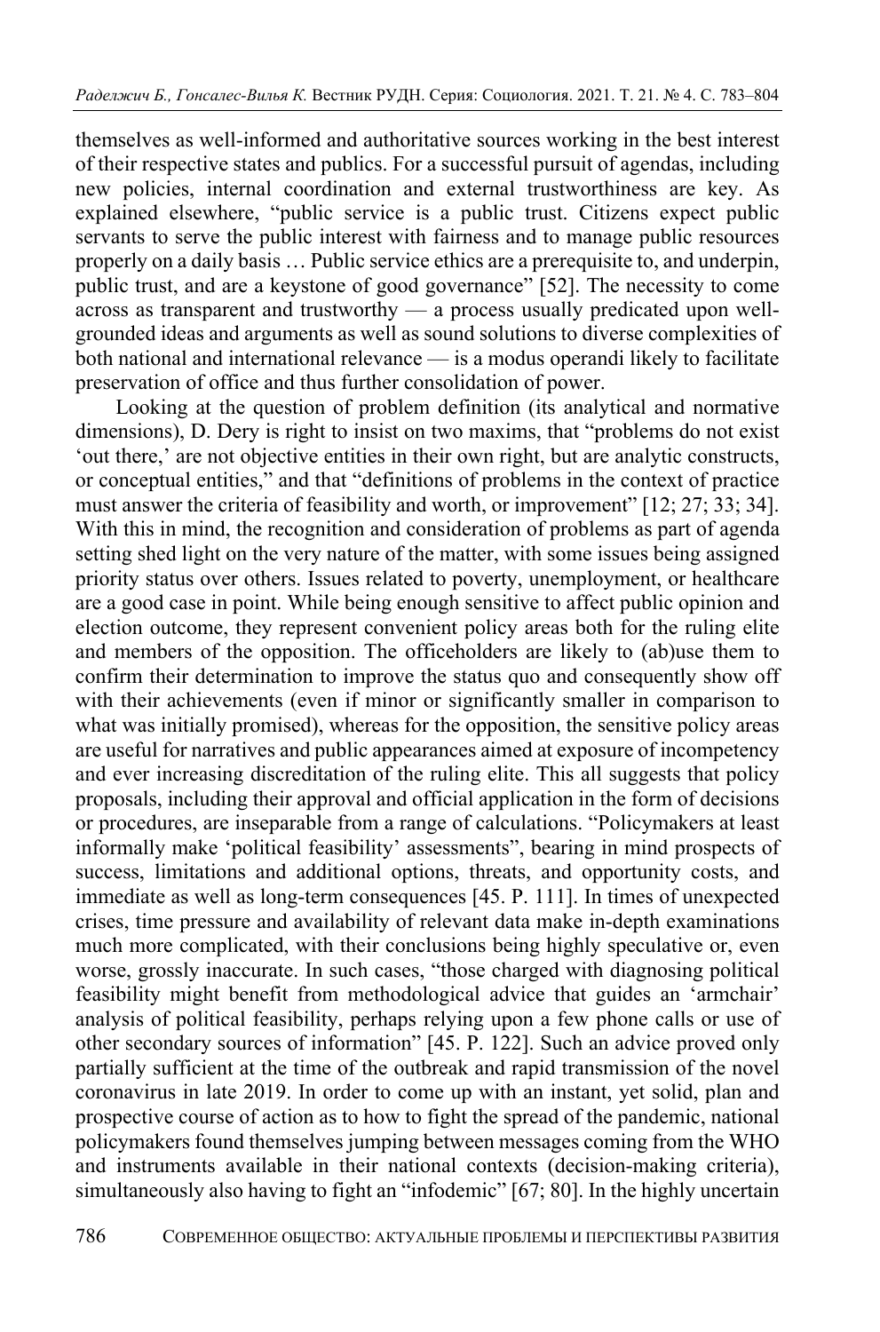themselves as well-informed and authoritative sources working in the best interest of their respective states and publics. For a successful pursuit of agendas, including new policies, internal coordination and external trustworthiness are key. As explained elsewhere, "public service is a public trust. Citizens expect public servants to serve the public interest with fairness and to manage public resources properly on a daily basis … Public service ethics are a prerequisite to, and underpin, public trust, and are a keystone of good governance" [52]. The necessity to come across as transparent and trustworthy — a process usually predicated upon well-grounded ideas and arguments as well as sound solutions to diverse complexities of both national and international relevance — is a modus operandi likely to facilitate preservation of office and thus further consolidation of power.

Looking at the question of problem definition (its analytical and normative dimensions), D. Dery is right to insist on two maxims, that "problems do not exist 'out there,' are not objective entities in their own right, but are analytic constructs, or conceptual entities," and that "definitions of problems in the context of practice must answer the criteria of feasibility and worth, or improvement" [12; 27; 33; 34]. With this in mind, the recognition and consideration of problems as part of agenda setting shed light on the very nature of the matter, with some issues being assigned priority status over others. Issues related to poverty, unemployment, or healthcare are a good case in point. While being enough sensitive to affect public opinion and election outcome, they represent convenient policy areas both for the ruling elite and members of the opposition. The officeholders are likely to (ab)use them to confirm their determination to improve the status quo and consequently show off with their achievements (even if minor or significantly smaller in comparison to what was initially promised), whereas for the opposition, the sensitive policy areas are useful for narratives and public appearances aimed at exposure of incompetency and ever increasing discreditation of the ruling elite. This all suggests that policy proposals, including their approval and official application in the form of decisions or procedures, are inseparable from a range of calculations. "Policymakers at least informally make 'political feasibility' assessments", bearing in mind prospects of success, limitations and additional options, threats, and opportunity costs, and immediate as well as long-term consequences [45. P. 111]. In times of unexpected crises, time pressure and availability of relevant data make in-depth examinations much more complicated, with their conclusions being highly speculative or, even worse, grossly inaccurate. In such cases, "those charged with diagnosing political feasibility might benefit from methodological advice that guides an 'armchair' analysis of political feasibility, perhaps relying upon a few phone calls or use of other secondary sources of information" [45. P. 122]. Such an advice proved only partially sufficient at the time of the outbreak and rapid transmission of the novel coronavirus in late 2019. In order to come up with an instant, yet solid, plan and prospective course of action as to how to fight the spread of the pandemic, national policymakers found themselves jumping between messages coming from the WHO and instruments available in their national contexts (decision-making criteria), simultaneously also having to fight an "infodemic" [67; 80]. In the highly uncertain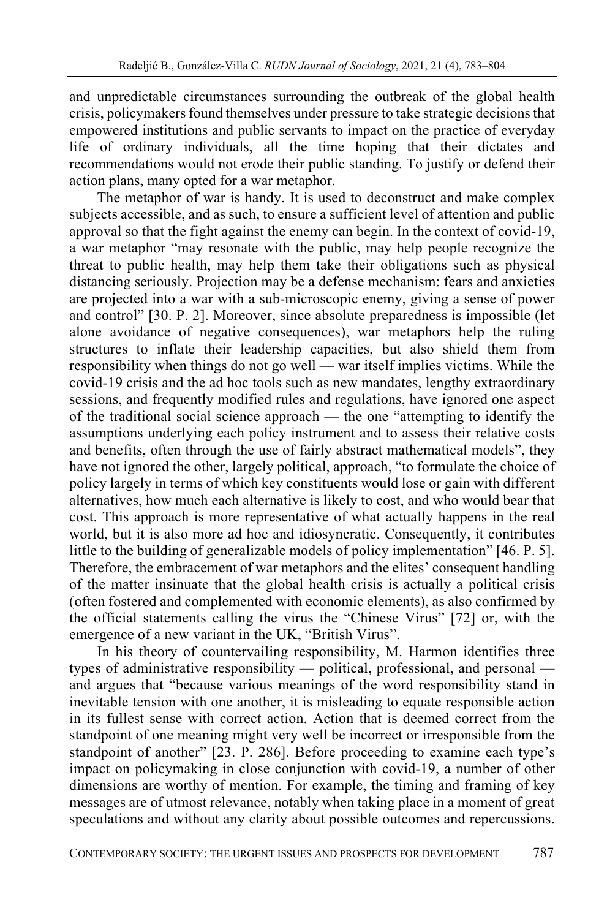and unpredictable circumstances surrounding the outbreak of the global health crisis, policymakers found themselves under pressure to take strategic decisions that empowered institutions and public servants to impact on the practice of everyday life of ordinary individuals, all the time hoping that their dictates and recommendations would not erode their public standing. To justify or defend their action plans, many opted for a war metaphor.

The metaphor of war is handy. It is used to deconstruct and make complex subjects accessible, and as such, to ensure a sufficient level of attention and public approval so that the fight against the enemy can begin. In the context of covid-19, a war metaphor "may resonate with the public, may help people recognize the threat to public health, may help them take their obligations such as physical distancing seriously. Projection may be a defense mechanism: fears and anxieties are projected into a war with a sub-microscopic enemy, giving a sense of power and control" [30. P. 2]. Moreover, since absolute preparedness is impossible (let alone avoidance of negative consequences), war metaphors help the ruling structures to inflate their leadership capacities, but also shield them from responsibility when things do not go well — war itself implies victims. While the covid-19 crisis and the ad hoc tools such as new mandates, lengthy extraordinary sessions, and frequently modified rules and regulations, have ignored one aspect of the traditional social science approach — the one "attempting to identify the assumptions underlying each policy instrument and to assess their relative costs and benefits, often through the use of fairly abstract mathematical models", they have not ignored the other, largely political, approach, "to formulate the choice of policy largely in terms of which key constituents would lose or gain with different alternatives, how much each alternative is likely to cost, and who would bear that cost. This approach is more representative of what actually happens in the real world, but it is also more ad hoc and idiosyncratic. Consequently, it contributes little to the building of generalizable models of policy implementation" [46. P. 5]. Therefore, the embracement of war metaphors and the elites' consequent handling of the matter insinuate that the global health crisis is actually a political crisis (often fostered and complemented with economic elements), as also confirmed by the official statements calling the virus the "Chinese Virus" [72] or, with the emergence of a new variant in the UK, "British Virus".

In his theory of countervailing responsibility, M. Harmon identifies three types of administrative responsibility — political, professional, and personal — and argues that "because various meanings of the word responsibility stand in inevitable tension with one another, it is misleading to equate responsible action in its fullest sense with correct action. Action that is deemed correct from the standpoint of one meaning might very well be incorrect or irresponsible from the standpoint of another" [23. P. 286]. Before proceeding to examine each type's impact on policymaking in close conjunction with covid-19, a number of other dimensions are worthy of mention. For example, the timing and framing of key messages are of utmost relevance, notably when taking place in a moment of great speculations and without any clarity about possible outcomes and repercussions.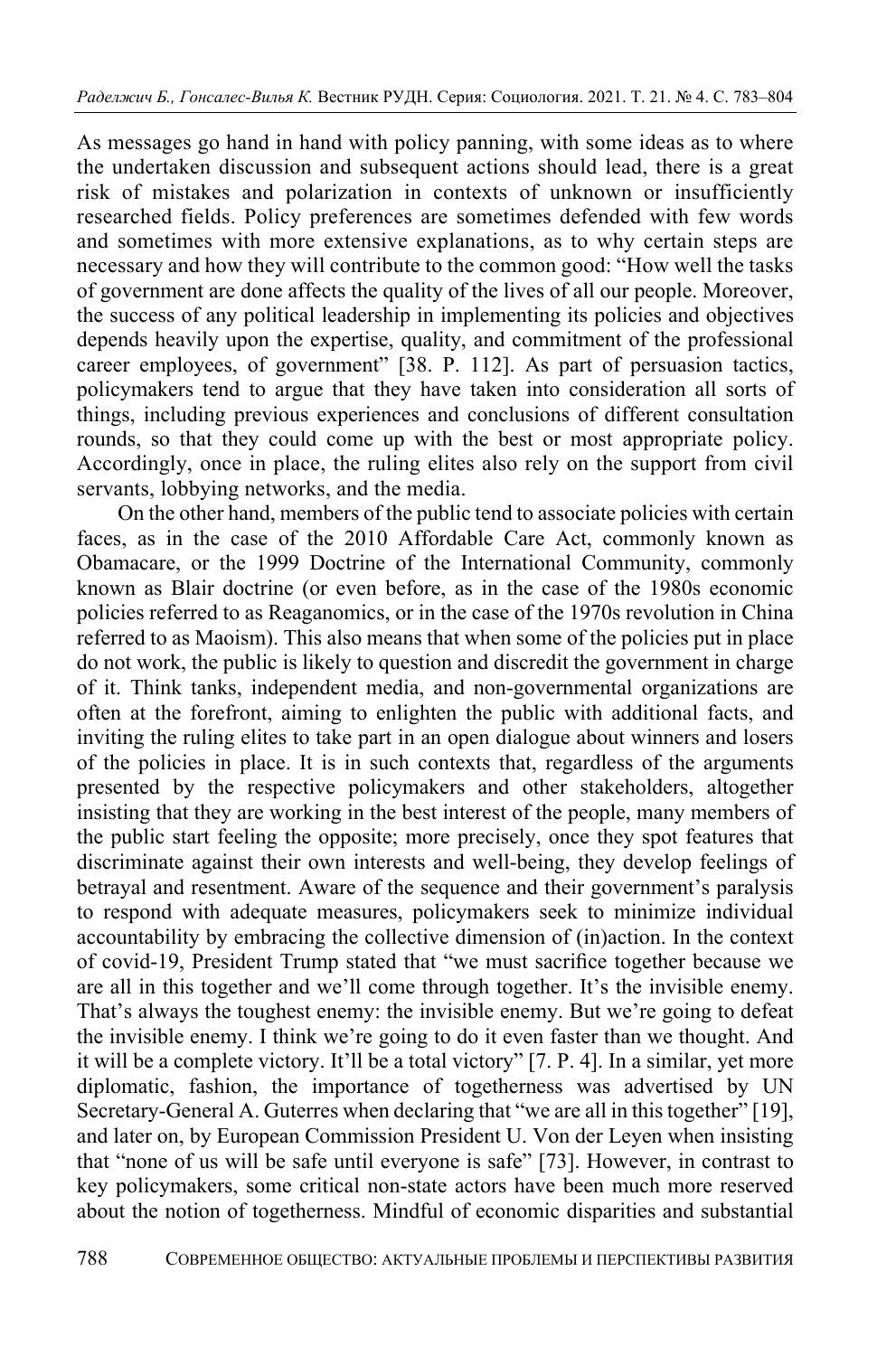As messages go hand in hand with policy panning, with some ideas as to where the undertaken discussion and subsequent actions should lead, there is a great risk of mistakes and polarization in contexts of unknown or insufficiently researched fields. Policy preferences are sometimes defended with few words and sometimes with more extensive explanations, as to why certain steps are necessary and how they will contribute to the common good: "How well the tasks of government are done affects the quality of the lives of all our people. Moreover, the success of any political leadership in implementing its policies and objectives depends heavily upon the expertise, quality, and commitment of the professional career employees, of government" [38. P. 112]. As part of persuasion tactics, policymakers tend to argue that they have taken into consideration all sorts of things, including previous experiences and conclusions of different consultation rounds, so that they could come up with the best or most appropriate policy. Accordingly, once in place, the ruling elites also rely on the support from civil servants, lobbying networks, and the media.

On the other hand, members of the public tend to associate policies with certain faces, as in the case of the 2010 Affordable Care Act, commonly known as Obamacare, or the 1999 Doctrine of the International Community, commonly known as Blair doctrine (or even before, as in the case of the 1980s economic policies referred to as Reaganomics, or in the case of the 1970s revolution in China referred to as Maoism). This also means that when some of the policies put in place do not work, the public is likely to question and discredit the government in charge of it. Think tanks, independent media, and non-governmental organizations are often at the forefront, aiming to enlighten the public with additional facts, and inviting the ruling elites to take part in an open dialogue about winners and losers of the policies in place. It is in such contexts that, regardless of the arguments presented by the respective policymakers and other stakeholders, altogether insisting that they are working in the best interest of the people, many members of the public start feeling the opposite; more precisely, once they spot features that discriminate against their own interests and well-being, they develop feelings of betrayal and resentment. Aware of the sequence and their government's paralysis to respond with adequate measures, policymakers seek to minimize individual accountability by embracing the collective dimension of (in)action. In the context of covid-19, President Trump stated that "we must sacrifice together because we are all in this together and we'll come through together. It's the invisible enemy. That's always the toughest enemy: the invisible enemy. But we're going to defeat the invisible enemy. I think we're going to do it even faster than we thought. And it will be a complete victory. It'll be a total victory" [7. P. 4]. In a similar, yet more diplomatic, fashion, the importance of togetherness was advertised by UN Secretary-General A. Guterres when declaring that "we are all in this together" [19], and later on, by European Commission President U. Von der Leyen when insisting that "none of us will be safe until everyone is safe" [73]. However, in contrast to key policymakers, some critical non-state actors have been much more reserved about the notion of togetherness. Mindful of economic disparities and substantial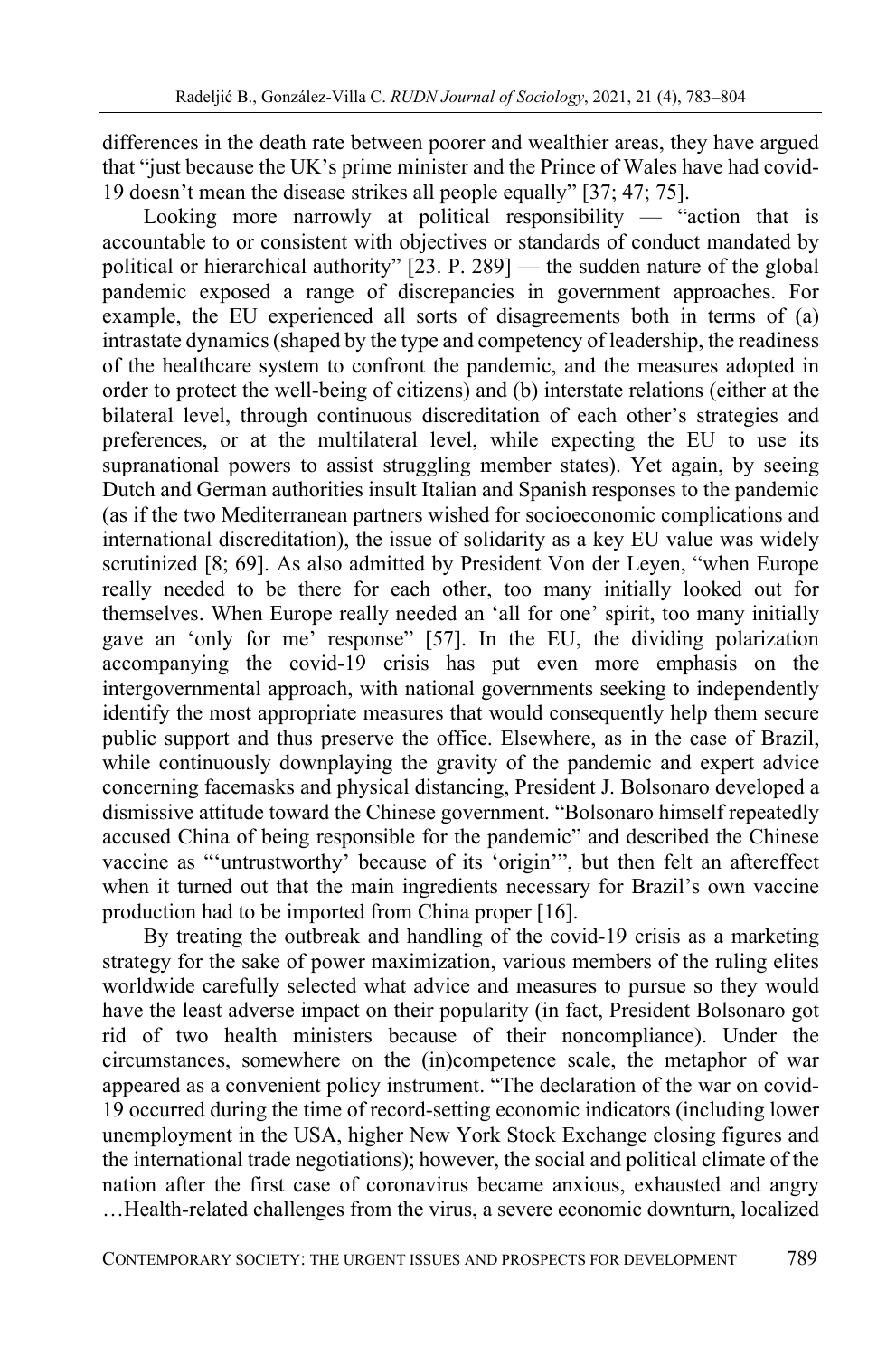differences in the death rate between poorer and wealthier areas, they have argued that "just because the UK's prime minister and the Prince of Wales have had covid-19 doesn't mean the disease strikes all people equally" [37; 47; 75].

Looking more narrowly at political responsibility — "action that is accountable to or consistent with objectives or standards of conduct mandated by political or hierarchical authority" [23. P. 289] — the sudden nature of the global pandemic exposed a range of discrepancies in government approaches. For example, the EU experienced all sorts of disagreements both in terms of (a) intrastate dynamics (shaped by the type and competency of leadership, the readiness of the healthcare system to confront the pandemic, and the measures adopted in order to protect the well-being of citizens) and (b) interstate relations (either at the bilateral level, through continuous discreditation of each other's strategies and preferences, or at the multilateral level, while expecting the EU to use its supranational powers to assist struggling member states). Yet again, by seeing Dutch and German authorities insult Italian and Spanish responses to the pandemic (as if the two Mediterranean partners wished for socioeconomic complications and international discreditation), the issue of solidarity as a key EU value was widely scrutinized [8; 69]. As also admitted by President Von der Leyen, "when Europe really needed to be there for each other, too many initially looked out for themselves. When Europe really needed an 'all for one' spirit, too many initially gave an 'only for me' response" [57]. In the EU, the dividing polarization accompanying the covid-19 crisis has put even more emphasis on the intergovernmental approach, with national governments seeking to independently identify the most appropriate measures that would consequently help them secure public support and thus preserve the office. Elsewhere, as in the case of Brazil, while continuously downplaying the gravity of the pandemic and expert advice concerning facemasks and physical distancing, President J. Bolsonaro developed a dismissive attitude toward the Chinese government. "Bolsonaro himself repeatedly accused China of being responsible for the pandemic" and described the Chinese vaccine as "'untrustworthy' because of its 'origin'", but then felt an aftereffect when it turned out that the main ingredients necessary for Brazil's own vaccine production had to be imported from China proper [16].

By treating the outbreak and handling of the covid-19 crisis as a marketing strategy for the sake of power maximization, various members of the ruling elites worldwide carefully selected what advice and measures to pursue so they would have the least adverse impact on their popularity (in fact, President Bolsonaro got rid of two health ministers because of their noncompliance). Under the circumstances, somewhere on the (in)competence scale, the metaphor of war appeared as a convenient policy instrument. "The declaration of the war on covid-19 occurred during the time of record-setting economic indicators (including lower unemployment in the USA, higher New York Stock Exchange closing figures and the international trade negotiations); however, the social and political climate of the nation after the first case of coronavirus became anxious, exhausted and angry …Health-related challenges from the virus, a severe economic downturn, localized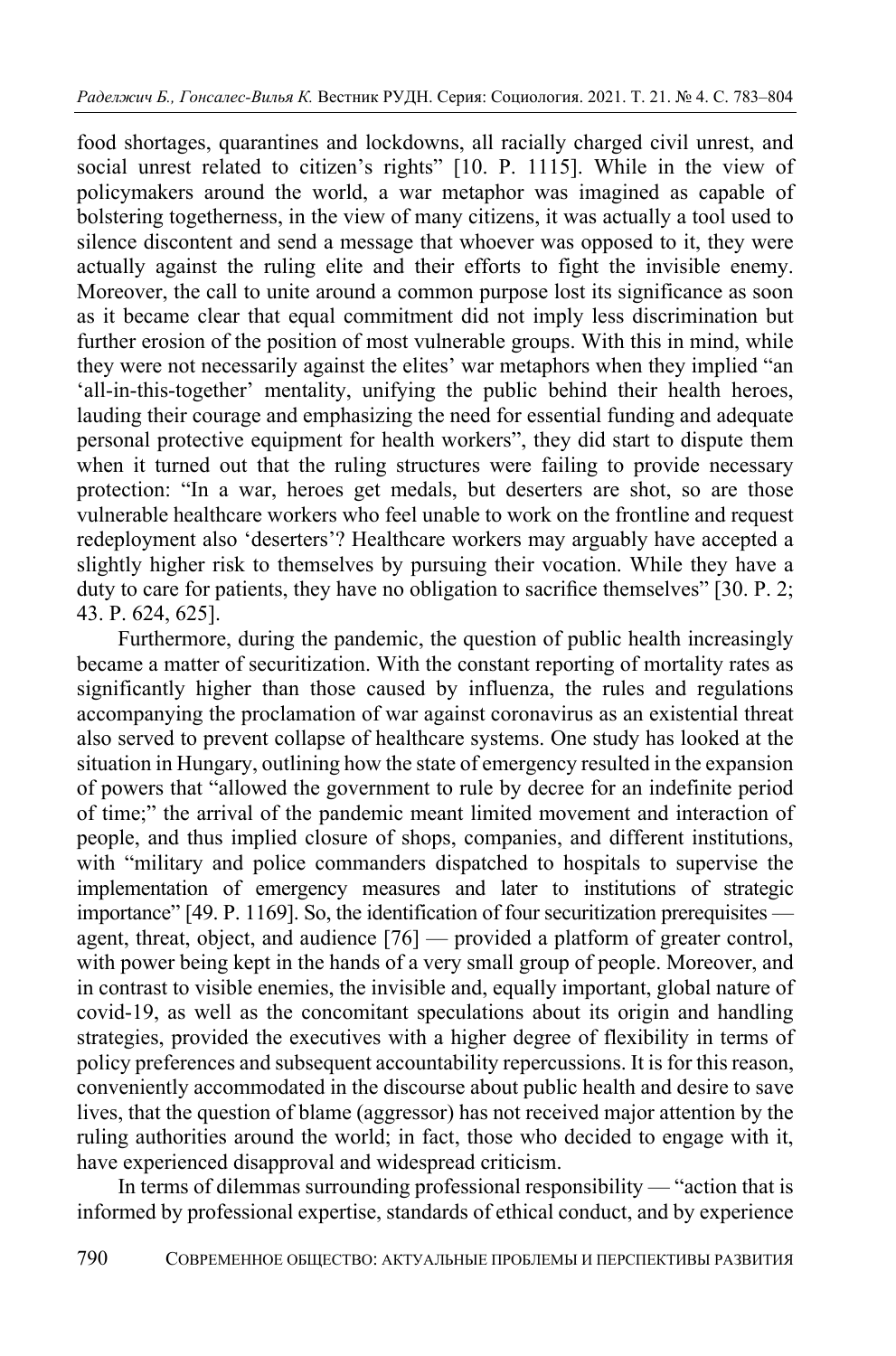food shortages, quarantines and lockdowns, all racially charged civil unrest, and social unrest related to citizen's rights" [10. P. 1115]. While in the view of policymakers around the world, a war metaphor was imagined as capable of bolstering togetherness, in the view of many citizens, it was actually a tool used to silence discontent and send a message that whoever was opposed to it, they were actually against the ruling elite and their efforts to fight the invisible enemy. Moreover, the call to unite around a common purpose lost its significance as soon as it became clear that equal commitment did not imply less discrimination but further erosion of the position of most vulnerable groups. With this in mind, while they were not necessarily against the elites' war metaphors when they implied "an 'all-in-this-together' mentality, unifying the public behind their health heroes, lauding their courage and emphasizing the need for essential funding and adequate personal protective equipment for health workers", they did start to dispute them when it turned out that the ruling structures were failing to provide necessary protection: "In a war, heroes get medals, but deserters are shot, so are those vulnerable healthcare workers who feel unable to work on the frontline and request redeployment also 'deserters'? Healthcare workers may arguably have accepted a slightly higher risk to themselves by pursuing their vocation. While they have a duty to care for patients, they have no obligation to sacrifice themselves" [30. P. 2; 43. P. 624, 625].

Furthermore, during the pandemic, the question of public health increasingly became a matter of securitization. With the constant reporting of mortality rates as significantly higher than those caused by influenza, the rules and regulations accompanying the proclamation of war against coronavirus as an existential threat also served to prevent collapse of healthcare systems. One study has looked at the situation in Hungary, outlining how the state of emergency resulted in the expansion of powers that "allowed the government to rule by decree for an indefinite period of time;" the arrival of the pandemic meant limited movement and interaction of people, and thus implied closure of shops, companies, and different institutions, with "military and police commanders dispatched to hospitals to supervise the implementation of emergency measures and later to institutions of strategic importance" [49. P. 1169]. So, the identification of four securitization prerequisites — agent, threat, object, and audience [76] — provided a platform of greater control, with power being kept in the hands of a very small group of people. Moreover, and in contrast to visible enemies, the invisible and, equally important, global nature of covid-19, as well as the concomitant speculations about its origin and handling strategies, provided the executives with a higher degree of flexibility in terms of policy preferences and subsequent accountability repercussions. It is for this reason, conveniently accommodated in the discourse about public health and desire to save lives, that the question of blame (aggressor) has not received major attention by the ruling authorities around the world; in fact, those who decided to engage with it, have experienced disapproval and widespread criticism.

In terms of dilemmas surrounding professional responsibility — "action that is informed by professional expertise, standards of ethical conduct, and by experience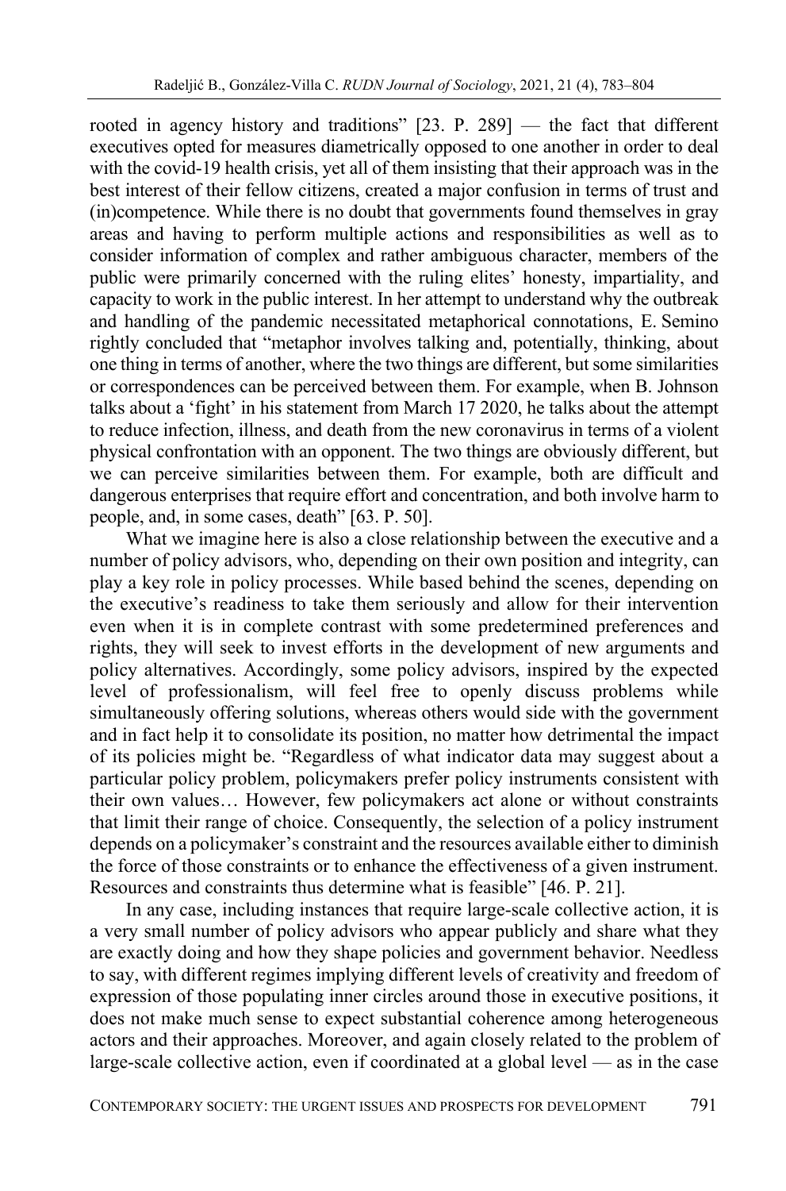rooted in agency history and traditions" [23. P. 289] — the fact that different executives opted for measures diametrically opposed to one another in order to deal with the covid-19 health crisis, yet all of them insisting that their approach was in the best interest of their fellow citizens, created a major confusion in terms of trust and (in)competence. While there is no doubt that governments found themselves in gray areas and having to perform multiple actions and responsibilities as well as to consider information of complex and rather ambiguous character, members of the public were primarily concerned with the ruling elites' honesty, impartiality, and capacity to work in the public interest. In her attempt to understand why the outbreak and handling of the pandemic necessitated metaphorical connotations, E. Semino rightly concluded that "metaphor involves talking and, potentially, thinking, about one thing in terms of another, where the two things are different, but some similarities or correspondences can be perceived between them. For example, when B. Johnson talks about a 'fight' in his statement from March 17 2020, he talks about the attempt to reduce infection, illness, and death from the new coronavirus in terms of a violent physical confrontation with an opponent. The two things are obviously different, but we can perceive similarities between them. For example, both are difficult and dangerous enterprises that require effort and concentration, and both involve harm to people, and, in some cases, death" [63. P. 50].

What we imagine here is also a close relationship between the executive and a number of policy advisors, who, depending on their own position and integrity, can play a key role in policy processes. While based behind the scenes, depending on the executive's readiness to take them seriously and allow for their intervention even when it is in complete contrast with some predetermined preferences and rights, they will seek to invest efforts in the development of new arguments and policy alternatives. Accordingly, some policy advisors, inspired by the expected level of professionalism, will feel free to openly discuss problems while simultaneously offering solutions, whereas others would side with the government and in fact help it to consolidate its position, no matter how detrimental the impact of its policies might be. "Regardless of what indicator data may suggest about a particular policy problem, policymakers prefer policy instruments consistent with their own values… However, few policymakers act alone or without constraints that limit their range of choice. Consequently, the selection of a policy instrument depends on a policymaker's constraint and the resources available either to diminish the force of those constraints or to enhance the effectiveness of a given instrument. Resources and constraints thus determine what is feasible" [46. P. 21].

In any case, including instances that require large-scale collective action, it is a very small number of policy advisors who appear publicly and share what they are exactly doing and how they shape policies and government behavior. Needless to say, with different regimes implying different levels of creativity and freedom of expression of those populating inner circles around those in executive positions, it does not make much sense to expect substantial coherence among heterogeneous actors and their approaches. Moreover, and again closely related to the problem of large-scale collective action, even if coordinated at a global level — as in the case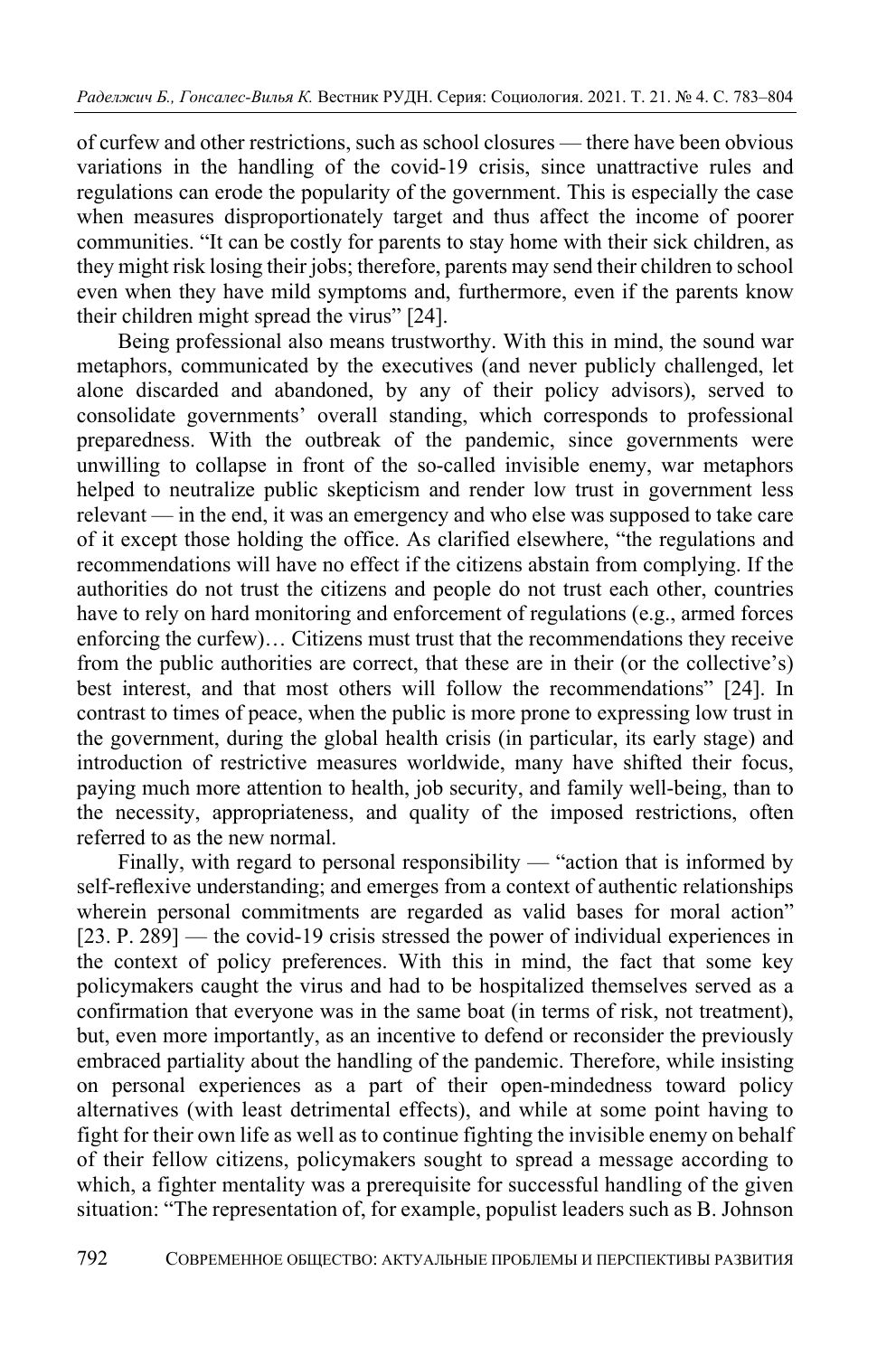of curfew and other restrictions, such as school closures — there have been obvious variations in the handling of the covid-19 crisis, since unattractive rules and regulations can erode the popularity of the government. This is especially the case when measures disproportionately target and thus affect the income of poorer communities. “It can be costly for parents to stay home with their sick children, as they might risk losing their jobs; therefore, parents may send their children to school even when they have mild symptoms and, furthermore, even if the parents know their children might spread the virus” [24].

Being professional also means trustworthy. With this in mind, the sound war metaphors, communicated by the executives (and never publicly challenged, let alone discarded and abandoned, by any of their policy advisors), served to consolidate governments’ overall standing, which corresponds to professional preparedness. With the outbreak of the pandemic, since governments were unwilling to collapse in front of the so-called invisible enemy, war metaphors helped to neutralize public skepticism and render low trust in government less relevant — in the end, it was an emergency and who else was supposed to take care of it except those holding the office. As clarified elsewhere, “the regulations and recommendations will have no effect if the citizens abstain from complying. If the authorities do not trust the citizens and people do not trust each other, countries have to rely on hard monitoring and enforcement of regulations (e.g., armed forces enforcing the curfew)… Citizens must trust that the recommendations they receive from the public authorities are correct, that these are in their (or the collective’s) best interest, and that most others will follow the recommendations” [24]. In contrast to times of peace, when the public is more prone to expressing low trust in the government, during the global health crisis (in particular, its early stage) and introduction of restrictive measures worldwide, many have shifted their focus, paying much more attention to health, job security, and family well-being, than to the necessity, appropriateness, and quality of the imposed restrictions, often referred to as the new normal.

Finally, with regard to personal responsibility — “action that is informed by self-reflexive understanding; and emerges from a context of authentic relationships wherein personal commitments are regarded as valid bases for moral action” [23. P. 289] — the covid-19 crisis stressed the power of individual experiences in the context of policy preferences. With this in mind, the fact that some key policymakers caught the virus and had to be hospitalized themselves served as a confirmation that everyone was in the same boat (in terms of risk, not treatment), but, even more importantly, as an incentive to defend or reconsider the previously embraced partiality about the handling of the pandemic. Therefore, while insisting on personal experiences as a part of their open-mindedness toward policy alternatives (with least detrimental effects), and while at some point having to fight for their own life as well as to continue fighting the invisible enemy on behalf of their fellow citizens, policymakers sought to spread a message according to which, a fighter mentality was a prerequisite for successful handling of the given situation: “The representation of, for example, populist leaders such as B. Johnson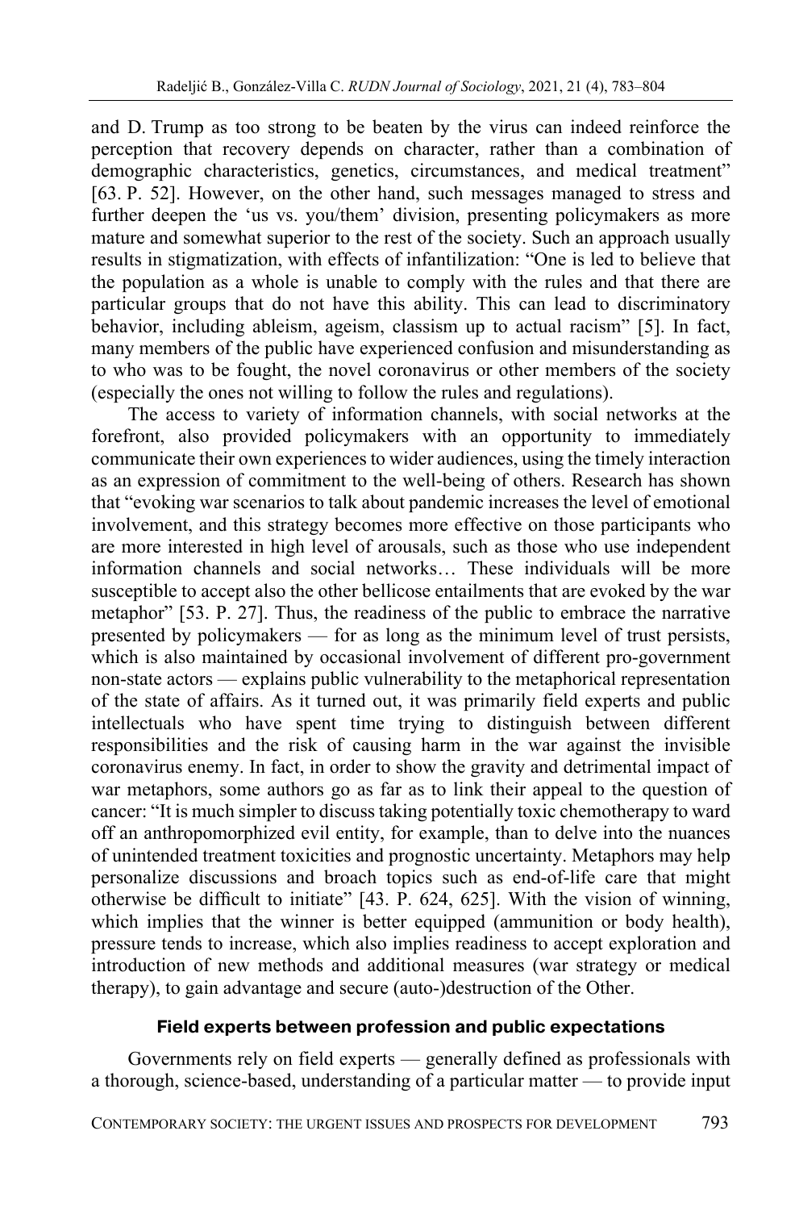and D. Trump as too strong to be beaten by the virus can indeed reinforce the perception that recovery depends on character, rather than a combination of demographic characteristics, genetics, circumstances, and medical treatment" [63. P. 52]. However, on the other hand, such messages managed to stress and further deepen the 'us vs. you/them' division, presenting policymakers as more mature and somewhat superior to the rest of the society. Such an approach usually results in stigmatization, with effects of infantilization: "One is led to believe that the population as a whole is unable to comply with the rules and that there are particular groups that do not have this ability. This can lead to discriminatory behavior, including ableism, ageism, classism up to actual racism" [5]. In fact, many members of the public have experienced confusion and misunderstanding as to who was to be fought, the novel coronavirus or other members of the society (especially the ones not willing to follow the rules and regulations).

The access to variety of information channels, with social networks at the forefront, also provided policymakers with an opportunity to immediately communicate their own experiences to wider audiences, using the timely interaction as an expression of commitment to the well-being of others. Research has shown that "evoking war scenarios to talk about pandemic increases the level of emotional involvement, and this strategy becomes more effective on those participants who are more interested in high level of arousals, such as those who use independent information channels and social networks… These individuals will be more susceptible to accept also the other bellicose entailments that are evoked by the war metaphor" [53. P. 27]. Thus, the readiness of the public to embrace the narrative presented by policymakers — for as long as the minimum level of trust persists, which is also maintained by occasional involvement of different pro-government non-state actors — explains public vulnerability to the metaphorical representation of the state of affairs. As it turned out, it was primarily field experts and public intellectuals who have spent time trying to distinguish between different responsibilities and the risk of causing harm in the war against the invisible coronavirus enemy. In fact, in order to show the gravity and detrimental impact of war metaphors, some authors go as far as to link their appeal to the question of cancer: "It is much simpler to discuss taking potentially toxic chemotherapy to ward off an anthropomorphized evil entity, for example, than to delve into the nuances of unintended treatment toxicities and prognostic uncertainty. Metaphors may help personalize discussions and broach topics such as end-of-life care that might otherwise be difficult to initiate" [43. P. 624, 625]. With the vision of winning, which implies that the winner is better equipped (ammunition or body health), pressure tends to increase, which also implies readiness to accept exploration and introduction of new methods and additional measures (war strategy or medical therapy), to gain advantage and secure (auto-)destruction of the Other.

## Field experts between profession and public expectations

Governments rely on field experts — generally defined as professionals with a thorough, science-based, understanding of a particular matter — to provide input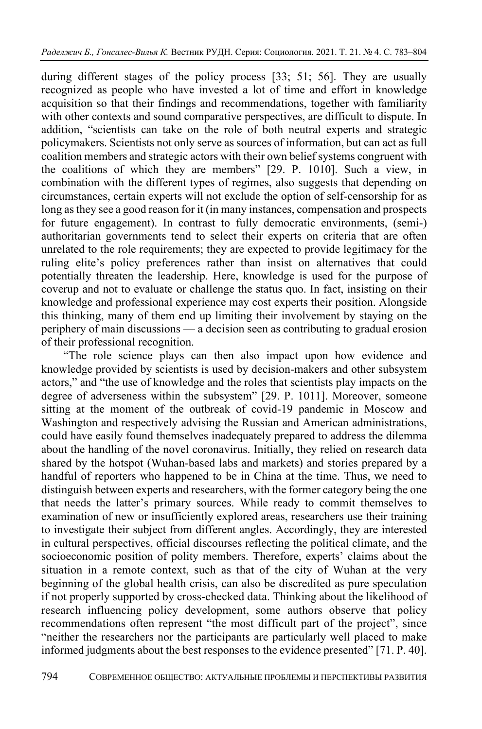during different stages of the policy process [33; 51; 56]. They are usually recognized as people who have invested a lot of time and effort in knowledge acquisition so that their findings and recommendations, together with familiarity with other contexts and sound comparative perspectives, are difficult to dispute. In addition, "scientists can take on the role of both neutral experts and strategic policymakers. Scientists not only serve as sources of information, but can act as full coalition members and strategic actors with their own belief systems congruent with the coalitions of which they are members" [29. P. 1010]. Such a view, in combination with the different types of regimes, also suggests that depending on circumstances, certain experts will not exclude the option of self-censorship for as long as they see a good reason for it (in many instances, compensation and prospects for future engagement). In contrast to fully democratic environments, (semi-) authoritarian governments tend to select their experts on criteria that are often unrelated to the role requirements; they are expected to provide legitimacy for the ruling elite's policy preferences rather than insist on alternatives that could potentially threaten the leadership. Here, knowledge is used for the purpose of coverup and not to evaluate or challenge the status quo. In fact, insisting on their knowledge and professional experience may cost experts their position. Alongside this thinking, many of them end up limiting their involvement by staying on the periphery of main discussions — a decision seen as contributing to gradual erosion of their professional recognition.

"The role science plays can then also impact upon how evidence and knowledge provided by scientists is used by decision-makers and other subsystem actors," and "the use of knowledge and the roles that scientists play impacts on the degree of adverseness within the subsystem" [29. P. 1011]. Moreover, someone sitting at the moment of the outbreak of covid-19 pandemic in Moscow and Washington and respectively advising the Russian and American administrations, could have easily found themselves inadequately prepared to address the dilemma about the handling of the novel coronavirus. Initially, they relied on research data shared by the hotspot (Wuhan-based labs and markets) and stories prepared by a handful of reporters who happened to be in China at the time. Thus, we need to distinguish between experts and researchers, with the former category being the one that needs the latter's primary sources. While ready to commit themselves to examination of new or insufficiently explored areas, researchers use their training to investigate their subject from different angles. Accordingly, they are interested in cultural perspectives, official discourses reflecting the political climate, and the socioeconomic position of polity members. Therefore, experts' claims about the situation in a remote context, such as that of the city of Wuhan at the very beginning of the global health crisis, can also be discredited as pure speculation if not properly supported by cross-checked data. Thinking about the likelihood of research influencing policy development, some authors observe that policy recommendations often represent "the most difficult part of the project", since "neither the researchers nor the participants are particularly well placed to make informed judgments about the best responses to the evidence presented" [71. P. 40].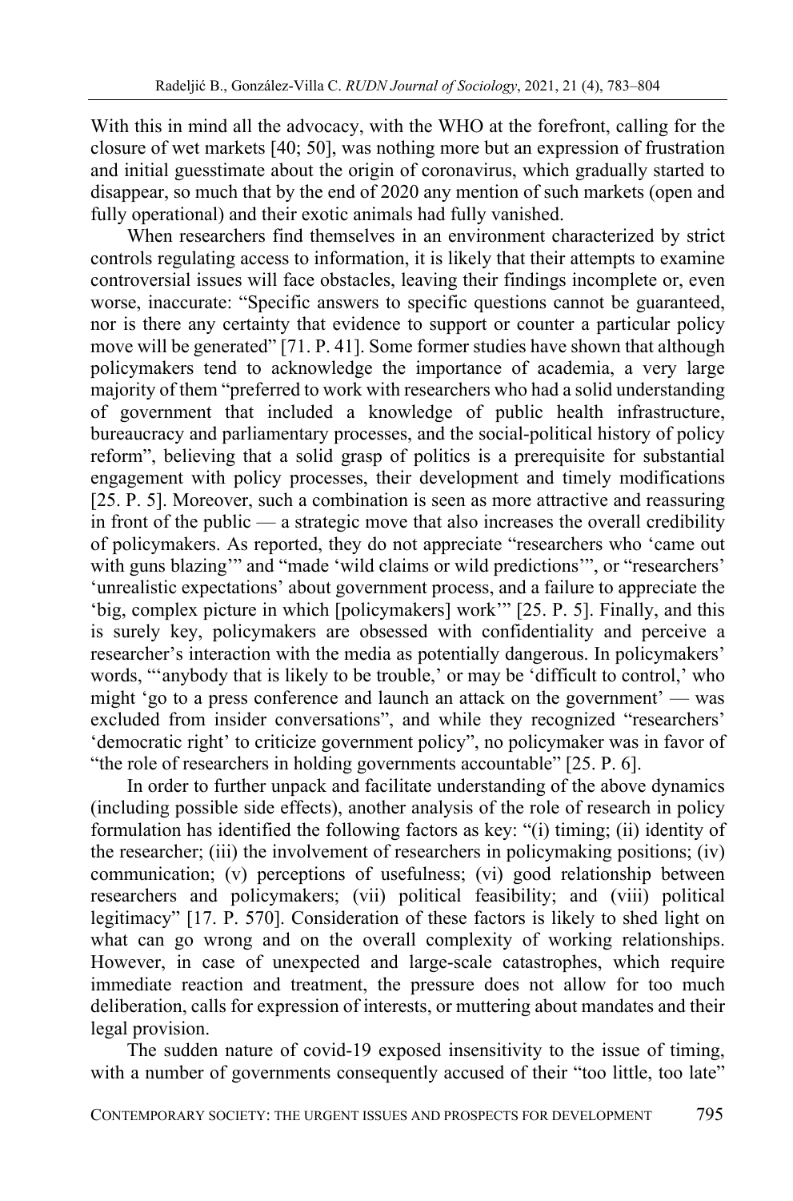With this in mind all the advocacy, with the WHO at the forefront, calling for the closure of wet markets [40; 50], was nothing more but an expression of frustration and initial guesstimate about the origin of coronavirus, which gradually started to disappear, so much that by the end of 2020 any mention of such markets (open and fully operational) and their exotic animals had fully vanished.

When researchers find themselves in an environment characterized by strict controls regulating access to information, it is likely that their attempts to examine controversial issues will face obstacles, leaving their findings incomplete or, even worse, inaccurate: "Specific answers to specific questions cannot be guaranteed, nor is there any certainty that evidence to support or counter a particular policy move will be generated" [71. P. 41]. Some former studies have shown that although policymakers tend to acknowledge the importance of academia, a very large majority of them "preferred to work with researchers who had a solid understanding of government that included a knowledge of public health infrastructure, bureaucracy and parliamentary processes, and the social-political history of policy reform", believing that a solid grasp of politics is a prerequisite for substantial engagement with policy processes, their development and timely modifications [25. P. 5]. Moreover, such a combination is seen as more attractive and reassuring in front of the public — a strategic move that also increases the overall credibility of policymakers. As reported, they do not appreciate "researchers who 'came out with guns blazing'" and "made 'wild claims or wild predictions'", or "researchers' 'unrealistic expectations' about government process, and a failure to appreciate the 'big, complex picture in which [policymakers] work'" [25. P. 5]. Finally, and this is surely key, policymakers are obsessed with confidentiality and perceive a researcher's interaction with the media as potentially dangerous. In policymakers' words, "'anybody that is likely to be trouble,' or may be 'difficult to control,' who might 'go to a press conference and launch an attack on the government' — was excluded from insider conversations", and while they recognized "researchers' 'democratic right' to criticize government policy", no policymaker was in favor of "the role of researchers in holding governments accountable" [25. P. 6].

In order to further unpack and facilitate understanding of the above dynamics (including possible side effects), another analysis of the role of research in policy formulation has identified the following factors as key: "(i) timing; (ii) identity of the researcher; (iii) the involvement of researchers in policymaking positions; (iv) communication; (v) perceptions of usefulness; (vi) good relationship between researchers and policymakers; (vii) political feasibility; and (viii) political legitimacy" [17. P. 570]. Consideration of these factors is likely to shed light on what can go wrong and on the overall complexity of working relationships. However, in case of unexpected and large-scale catastrophes, which require immediate reaction and treatment, the pressure does not allow for too much deliberation, calls for expression of interests, or muttering about mandates and their legal provision.

The sudden nature of covid-19 exposed insensitivity to the issue of timing, with a number of governments consequently accused of their "too little, too late"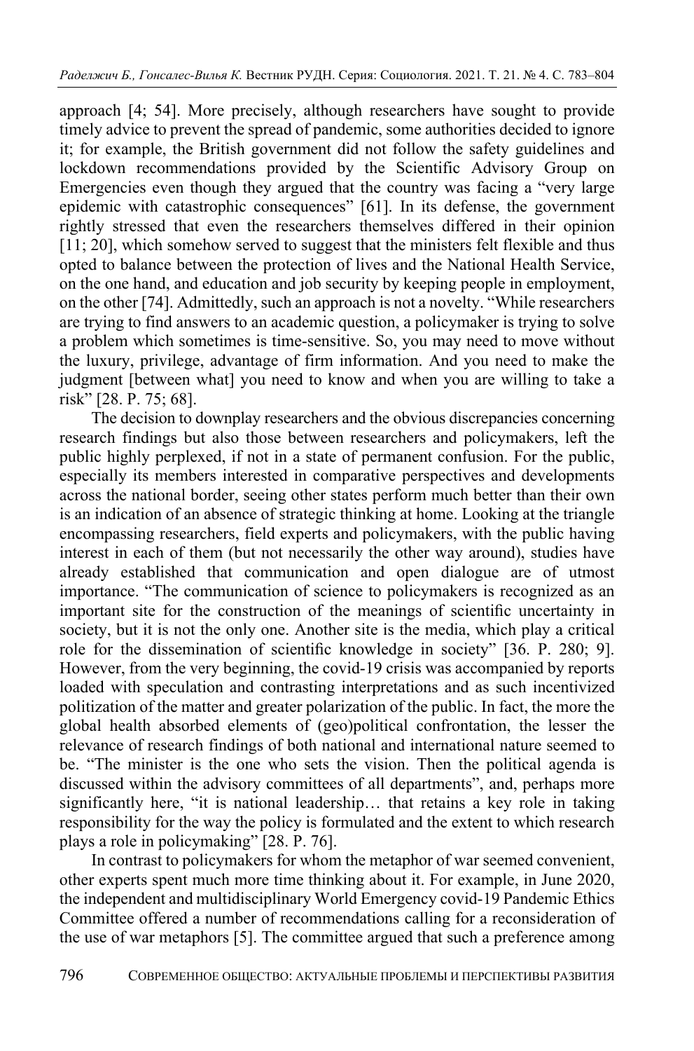approach [4; 54]. More precisely, although researchers have sought to provide timely advice to prevent the spread of pandemic, some authorities decided to ignore it; for example, the British government did not follow the safety guidelines and lockdown recommendations provided by the Scientific Advisory Group on Emergencies even though they argued that the country was facing a "very large epidemic with catastrophic consequences" [61]. In its defense, the government rightly stressed that even the researchers themselves differed in their opinion [11; 20], which somehow served to suggest that the ministers felt flexible and thus opted to balance between the protection of lives and the National Health Service, on the one hand, and education and job security by keeping people in employment, on the other [74]. Admittedly, such an approach is not a novelty. "While researchers are trying to find answers to an academic question, a policymaker is trying to solve a problem which sometimes is time-sensitive. So, you may need to move without the luxury, privilege, advantage of firm information. And you need to make the judgment [between what] you need to know and when you are willing to take a risk" [28. P. 75; 68].

The decision to downplay researchers and the obvious discrepancies concerning research findings but also those between researchers and policymakers, left the public highly perplexed, if not in a state of permanent confusion. For the public, especially its members interested in comparative perspectives and developments across the national border, seeing other states perform much better than their own is an indication of an absence of strategic thinking at home. Looking at the triangle encompassing researchers, field experts and policymakers, with the public having interest in each of them (but not necessarily the other way around), studies have already established that communication and open dialogue are of utmost importance. "The communication of science to policymakers is recognized as an important site for the construction of the meanings of scientific uncertainty in society, but it is not the only one. Another site is the media, which play a critical role for the dissemination of scientific knowledge in society" [36. P. 280; 9]. However, from the very beginning, the covid-19 crisis was accompanied by reports loaded with speculation and contrasting interpretations and as such incentivized politization of the matter and greater polarization of the public. In fact, the more the global health absorbed elements of (geo)political confrontation, the lesser the relevance of research findings of both national and international nature seemed to be. "The minister is the one who sets the vision. Then the political agenda is discussed within the advisory committees of all departments", and, perhaps more significantly here, "it is national leadership… that retains a key role in taking responsibility for the way the policy is formulated and the extent to which research plays a role in policymaking" [28. P. 76].

In contrast to policymakers for whom the metaphor of war seemed convenient, other experts spent much more time thinking about it. For example, in June 2020, the independent and multidisciplinary World Emergency covid-19 Pandemic Ethics Committee offered a number of recommendations calling for a reconsideration of the use of war metaphors [5]. The committee argued that such a preference among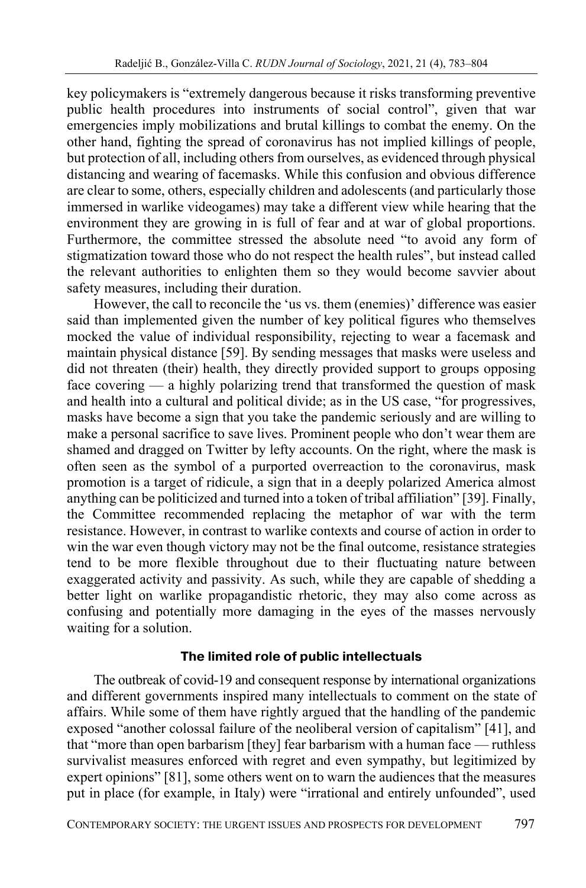key policymakers is "extremely dangerous because it risks transforming preventive public health procedures into instruments of social control", given that war emergencies imply mobilizations and brutal killings to combat the enemy. On the other hand, fighting the spread of coronavirus has not implied killings of people, but protection of all, including others from ourselves, as evidenced through physical distancing and wearing of facemasks. While this confusion and obvious difference are clear to some, others, especially children and adolescents (and particularly those immersed in warlike videogames) may take a different view while hearing that the environment they are growing in is full of fear and at war of global proportions. Furthermore, the committee stressed the absolute need "to avoid any form of stigmatization toward those who do not respect the health rules", but instead called the relevant authorities to enlighten them so they would become savvier about safety measures, including their duration.

However, the call to reconcile the 'us vs. them (enemies)' difference was easier said than implemented given the number of key political figures who themselves mocked the value of individual responsibility, rejecting to wear a facemask and maintain physical distance [59]. By sending messages that masks were useless and did not threaten (their) health, they directly provided support to groups opposing face covering — a highly polarizing trend that transformed the question of mask and health into a cultural and political divide; as in the US case, "for progressives, masks have become a sign that you take the pandemic seriously and are willing to make a personal sacrifice to save lives. Prominent people who don't wear them are shamed and dragged on Twitter by lefty accounts. On the right, where the mask is often seen as the symbol of a purported overreaction to the coronavirus, mask promotion is a target of ridicule, a sign that in a deeply polarized America almost anything can be politicized and turned into a token of tribal affiliation" [39]. Finally, the Committee recommended replacing the metaphor of war with the term resistance. However, in contrast to warlike contexts and course of action in order to win the war even though victory may not be the final outcome, resistance strategies tend to be more flexible throughout due to their fluctuating nature between exaggerated activity and passivity. As such, while they are capable of shedding a better light on warlike propagandistic rhetoric, they may also come across as confusing and potentially more damaging in the eyes of the masses nervously waiting for a solution.

### The limited role of public intellectuals

The outbreak of covid-19 and consequent response by international organizations and different governments inspired many intellectuals to comment on the state of affairs. While some of them have rightly argued that the handling of the pandemic exposed "another colossal failure of the neoliberal version of capitalism" [41], and that "more than open barbarism [they] fear barbarism with a human face — ruthless survivalist measures enforced with regret and even sympathy, but legitimized by expert opinions" [81], some others went on to warn the audiences that the measures put in place (for example, in Italy) were "irrational and entirely unfounded", used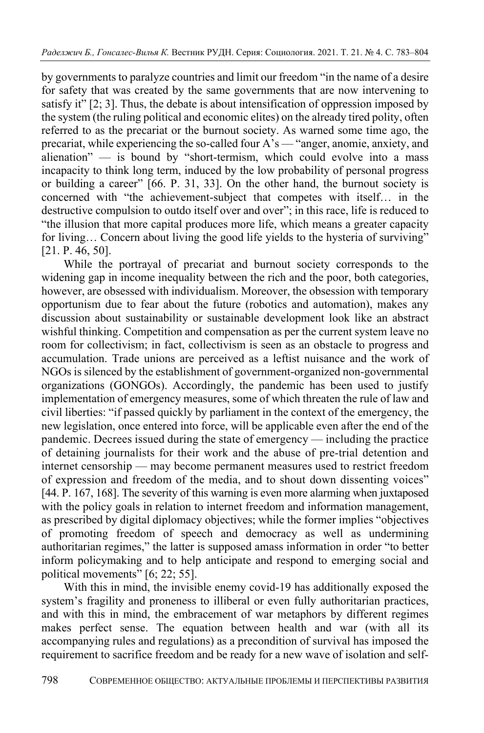by governments to paralyze countries and limit our freedom “in the name of a desire for safety that was created by the same governments that are now intervening to satisfy it” [2; 3]. Thus, the debate is about intensification of oppression imposed by the system (the ruling political and economic elites) on the already tired polity, often referred to as the precariat or the burnout society. As warned some time ago, the precariat, while experiencing the so-called four A’s — “anger, anomie, anxiety, and alienation” — is bound by “short-termism, which could evolve into a mass incapacity to think long term, induced by the low probability of personal progress or building a career” [66. P. 31, 33]. On the other hand, the burnout society is concerned with “the achievement-subject that competes with itself… in the destructive compulsion to outdo itself over and over”; in this race, life is reduced to “the illusion that more capital produces more life, which means a greater capacity for living… Concern about living the good life yields to the hysteria of surviving” [21. P. 46, 50].

While the portrayal of precariat and burnout society corresponds to the widening gap in income inequality between the rich and the poor, both categories, however, are obsessed with individualism. Moreover, the obsession with temporary opportunism due to fear about the future (robotics and automation), makes any discussion about sustainability or sustainable development look like an abstract wishful thinking. Competition and compensation as per the current system leave no room for collectivism; in fact, collectivism is seen as an obstacle to progress and accumulation. Trade unions are perceived as a leftist nuisance and the work of NGOs is silenced by the establishment of government-organized non-governmental organizations (GONGOs). Accordingly, the pandemic has been used to justify implementation of emergency measures, some of which threaten the rule of law and civil liberties: “if passed quickly by parliament in the context of the emergency, the new legislation, once entered into force, will be applicable even after the end of the pandemic. Decrees issued during the state of emergency — including the practice of detaining journalists for their work and the abuse of pre-trial detention and internet censorship — may become permanent measures used to restrict freedom of expression and freedom of the media, and to shout down dissenting voices” [44. P. 167, 168]. The severity of this warning is even more alarming when juxtaposed with the policy goals in relation to internet freedom and information management, as prescribed by digital diplomacy objectives; while the former implies “objectives of promoting freedom of speech and democracy as well as undermining authoritarian regimes,” the latter is supposed amass information in order “to better inform policymaking and to help anticipate and respond to emerging social and political movements” [6; 22; 55].

With this in mind, the invisible enemy covid-19 has additionally exposed the system’s fragility and proneness to illiberal or even fully authoritarian practices, and with this in mind, the embracement of war metaphors by different regimes makes perfect sense. The equation between health and war (with all its accompanying rules and regulations) as a precondition of survival has imposed the requirement to sacrifice freedom and be ready for a new wave of isolation and self-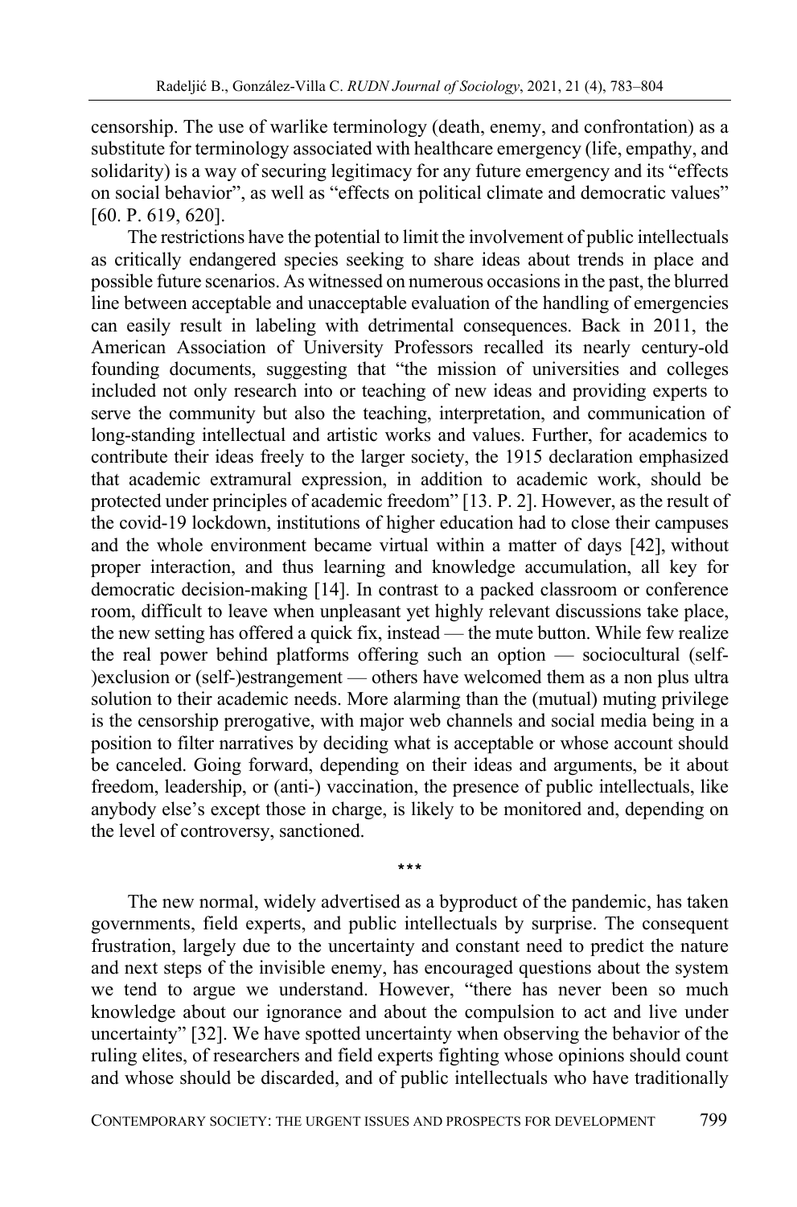censorship. The use of warlike terminology (death, enemy, and confrontation) as a substitute for terminology associated with healthcare emergency (life, empathy, and solidarity) is a way of securing legitimacy for any future emergency and its "effects on social behavior", as well as "effects on political climate and democratic values" [60. P. 619, 620].

The restrictions have the potential to limit the involvement of public intellectuals as critically endangered species seeking to share ideas about trends in place and possible future scenarios. As witnessed on numerous occasions in the past, the blurred line between acceptable and unacceptable evaluation of the handling of emergencies can easily result in labeling with detrimental consequences. Back in 2011, the American Association of University Professors recalled its nearly century-old founding documents, suggesting that "the mission of universities and colleges included not only research into or teaching of new ideas and providing experts to serve the community but also the teaching, interpretation, and communication of long-standing intellectual and artistic works and values. Further, for academics to contribute their ideas freely to the larger society, the 1915 declaration emphasized that academic extramural expression, in addition to academic work, should be protected under principles of academic freedom" [13. P. 2]. However, as the result of the covid-19 lockdown, institutions of higher education had to close their campuses and the whole environment became virtual within a matter of days [42], without proper interaction, and thus learning and knowledge accumulation, all key for democratic decision-making [14]. In contrast to a packed classroom or conference room, difficult to leave when unpleasant yet highly relevant discussions take place, the new setting has offered a quick fix, instead — the mute button. While few realize the real power behind platforms offering such an option — sociocultural (self-)exclusion or (self-)estrangement — others have welcomed them as a non plus ultra solution to their academic needs. More alarming than the (mutual) muting privilege is the censorship prerogative, with major web channels and social media being in a position to filter narratives by deciding what is acceptable or whose account should be canceled. Going forward, depending on their ideas and arguments, be it about freedom, leadership, or (anti-) vaccination, the presence of public intellectuals, like anybody else's except those in charge, is likely to be monitored and, depending on the level of controversy, sanctioned.

\*\*\*

The new normal, widely advertised as a byproduct of the pandemic, has taken governments, field experts, and public intellectuals by surprise. The consequent frustration, largely due to the uncertainty and constant need to predict the nature and next steps of the invisible enemy, has encouraged questions about the system we tend to argue we understand. However, "there has never been so much knowledge about our ignorance and about the compulsion to act and live under uncertainty" [32]. We have spotted uncertainty when observing the behavior of the ruling elites, of researchers and field experts fighting whose opinions should count and whose should be discarded, and of public intellectuals who have traditionally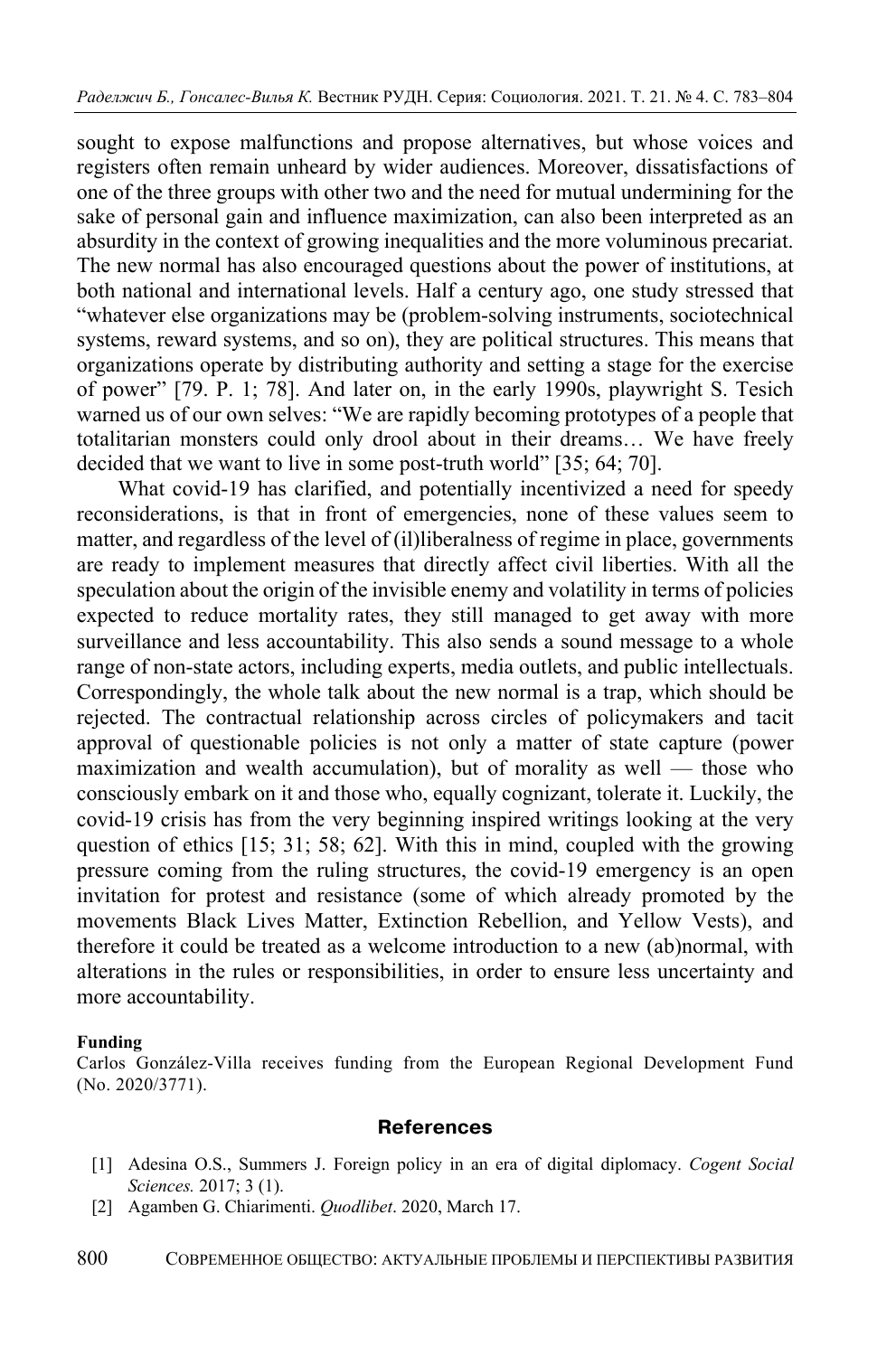sought to expose malfunctions and propose alternatives, but whose voices and registers often remain unheard by wider audiences. Moreover, dissatisfactions of one of the three groups with other two and the need for mutual undermining for the sake of personal gain and influence maximization, can also been interpreted as an absurdity in the context of growing inequalities and the more voluminous precariat. The new normal has also encouraged questions about the power of institutions, at both national and international levels. Half a century ago, one study stressed that "whatever else organizations may be (problem-solving instruments, sociotechnical systems, reward systems, and so on), they are political structures. This means that organizations operate by distributing authority and setting a stage for the exercise of power" [79. P. 1; 78]. And later on, in the early 1990s, playwright S. Tesich warned us of our own selves: "We are rapidly becoming prototypes of a people that totalitarian monsters could only drool about in their dreams… We have freely decided that we want to live in some post-truth world" [35; 64; 70].

What covid-19 has clarified, and potentially incentivized a need for speedy reconsiderations, is that in front of emergencies, none of these values seem to matter, and regardless of the level of (il)liberalness of regime in place, governments are ready to implement measures that directly affect civil liberties. With all the speculation about the origin of the invisible enemy and volatility in terms of policies expected to reduce mortality rates, they still managed to get away with more surveillance and less accountability. This also sends a sound message to a whole range of non-state actors, including experts, media outlets, and public intellectuals. Correspondingly, the whole talk about the new normal is a trap, which should be rejected. The contractual relationship across circles of policymakers and tacit approval of questionable policies is not only a matter of state capture (power maximization and wealth accumulation), but of morality as well — those who consciously embark on it and those who, equally cognizant, tolerate it. Luckily, the covid-19 crisis has from the very beginning inspired writings looking at the very question of ethics [15; 31; 58; 62]. With this in mind, coupled with the growing pressure coming from the ruling structures, the covid-19 emergency is an open invitation for protest and resistance (some of which already promoted by the movements Black Lives Matter, Extinction Rebellion, and Yellow Vests), and therefore it could be treated as a welcome introduction to a new (ab)normal, with alterations in the rules or responsibilities, in order to ensure less uncertainty and more accountability.

**Funding**

Carlos González-Villa receives funding from the European Regional Development Fund (No. 2020/3771).

## References

[1] Adesina O.S., Summers J. Foreign policy in an era of digital diplomacy. *Cogent Social Sciences.* 2017; 3 (1).

[2] Agamben G. Chiarimenti. *Quodlibet*. 2020, March 17.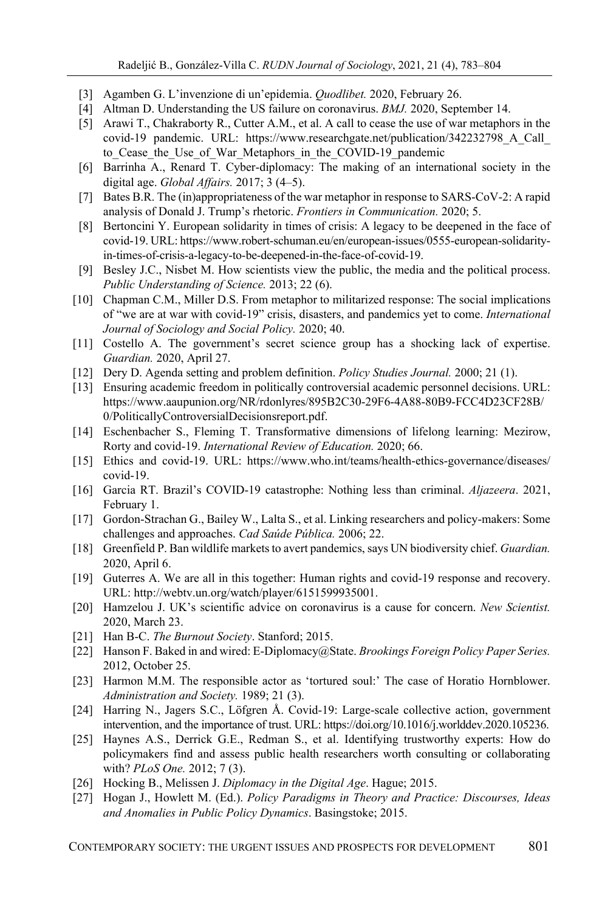[3] Agamben G. L'invenzione di un'epidemia. *Quodlibet.* 2020, February 26.

[4] Altman D. Understanding the US failure on coronavirus. *BMJ.* 2020, September 14.

[5] Arawi T., Chakraborty R., Cutter A.M., et al. A call to cease the use of war metaphors in the covid-19 pandemic. URL: https://www.researchgate.net/publication/342232798_A_Call_to_Cease_the_Use_of_War_Metaphors_in_the_COVID-19_pandemic

[6] Barrinha A., Renard T. Cyber-diplomacy: The making of an international society in the digital age. *Global Affairs.* 2017; 3 (4–5).

[7] Bates B.R. The (in)appropriateness of the war metaphor in response to SARS-CoV-2: A rapid analysis of Donald J. Trump's rhetoric. *Frontiers in Communication.* 2020; 5.

[8] Bertoncini Y. European solidarity in times of crisis: A legacy to be deepened in the face of covid-19. URL: https://www.robert-schuman.eu/en/european-issues/0555-european-solidarity-in-times-of-crisis-a-legacy-to-be-deepened-in-the-face-of-covid-19.

[9] Besley J.C., Nisbet M. How scientists view the public, the media and the political process. *Public Understanding of Science.* 2013; 22 (6).

[10] Chapman C.M., Miller D.S. From metaphor to militarized response: The social implications of "we are at war with covid-19" crisis, disasters, and pandemics yet to come. *International Journal of Sociology and Social Policy.* 2020; 40.

[11] Costello A. The government's secret science group has a shocking lack of expertise. *Guardian.* 2020, April 27.

[12] Dery D. Agenda setting and problem definition. *Policy Studies Journal.* 2000; 21 (1).

[13] Ensuring academic freedom in politically controversial academic personnel decisions. URL: https://www.aaupunion.org/NR/rdonlyres/895B2C30-29F6-4A88-80B9-FCC4D23CF28B/0/PoliticallyControversialDecisionsreport.pdf.

[14] Eschenbacher S., Fleming T. Transformative dimensions of lifelong learning: Mezirow, Rorty and covid-19. *International Review of Education.* 2020; 66.

[15] Ethics and covid-19. URL: https://www.who.int/teams/health-ethics-governance/diseases/covid-19.

[16] Garcia RT. Brazil's COVID-19 catastrophe: Nothing less than criminal. *Aljazeera*. 2021, February 1.

[17] Gordon-Strachan G., Bailey W., Lalta S., et al. Linking researchers and policy-makers: Some challenges and approaches. *Cad Saúde Pública.* 2006; 22.

[18] Greenfield P. Ban wildlife markets to avert pandemics, says UN biodiversity chief. *Guardian.* 2020, April 6.

[19] Guterres A. We are all in this together: Human rights and covid-19 response and recovery. URL: http://webtv.un.org/watch/player/6151599935001.

[20] Hamzelou J. UK's scientific advice on coronavirus is a cause for concern. *New Scientist.* 2020, March 23.

[21] Han B-C. *The Burnout Society*. Stanford; 2015.

[22] Hanson F. Baked in and wired: E-Diplomacy@State. *Brookings Foreign Policy Paper Series.* 2012, October 25.

[23] Harmon M.M. The responsible actor as 'tortured soul:' The case of Horatio Hornblower. *Administration and Society.* 1989; 21 (3).

[24] Harring N., Jagers S.C., Löfgren Å. Covid-19: Large-scale collective action, government intervention, and the importance of trust. URL: https://doi.org/10.1016/j.worlddev.2020.105236.

[25] Haynes A.S., Derrick G.E., Redman S., et al. Identifying trustworthy experts: How do policymakers find and assess public health researchers worth consulting or collaborating with? *PLoS One.* 2012; 7 (3).

[26] Hocking B., Melissen J. *Diplomacy in the Digital Age*. Hague; 2015.

[27] Hogan J., Howlett M. (Ed.). *Policy Paradigms in Theory and Practice: Discourses, Ideas and Anomalies in Public Policy Dynamics*. Basingstoke; 2015.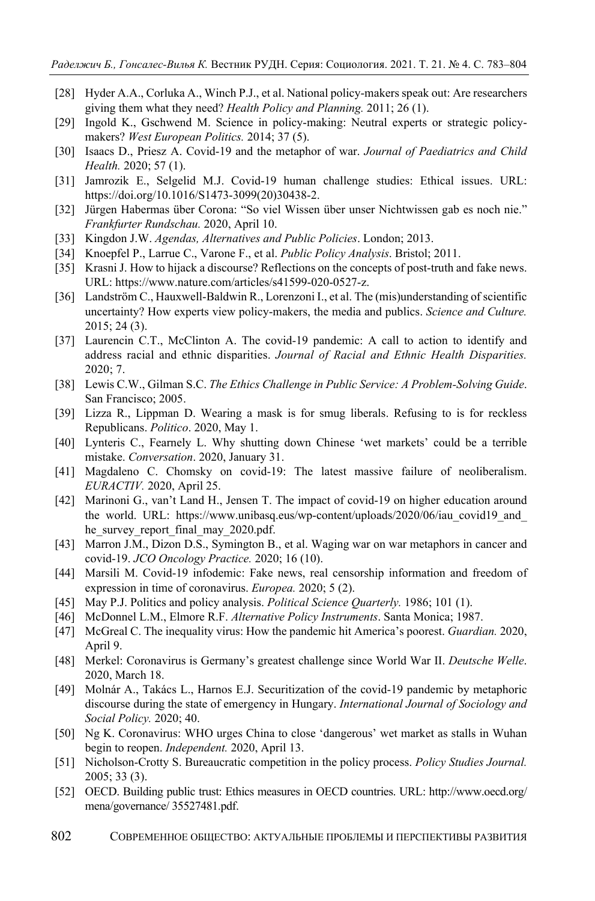[28] Hyder A.A., Corluka A., Winch P.J., et al. National policy-makers speak out: Are researchers giving them what they need? *Health Policy and Planning.* 2011; 26 (1).

[29] Ingold K., Gschwend M. Science in policy-making: Neutral experts or strategic policy-makers? *West European Politics.* 2014; 37 (5).

[30] Isaacs D., Priesz A. Covid-19 and the metaphor of war. *Journal of Paediatrics and Child Health.* 2020; 57 (1).

[31] Jamrozik E., Selgelid M.J. Covid-19 human challenge studies: Ethical issues. URL: https://doi.org/10.1016/S1473-3099(20)30438-2.

[32] Jürgen Habermas über Corona: "So viel Wissen über unser Nichtwissen gab es noch nie." *Frankfurter Rundschau.* 2020, April 10.

[33] Kingdon J.W. *Agendas, Alternatives and Public Policies*. London; 2013.

[34] Knoepfel P., Larrue C., Varone F., et al. *Public Policy Analysis*. Bristol; 2011.

[35] Krasni J. How to hijack a discourse? Reflections on the concepts of post-truth and fake news. URL: https://www.nature.com/articles/s41599-020-0527-z.

[36] Landström C., Hauxwell-Baldwin R., Lorenzoni I., et al. The (mis)understanding of scientific uncertainty? How experts view policy-makers, the media and publics. *Science and Culture.* 2015; 24 (3).

[37] Laurencin C.T., McClinton A. The covid-19 pandemic: A call to action to identify and address racial and ethnic disparities. *Journal of Racial and Ethnic Health Disparities.* 2020; 7.

[38] Lewis C.W., Gilman S.C. *The Ethics Challenge in Public Service: A Problem-Solving Guide*. San Francisco; 2005.

[39] Lizza R., Lippman D. Wearing a mask is for smug liberals. Refusing to is for reckless Republicans. *Politico*. 2020, May 1.

[40] Lynteris C., Fearnely L. Why shutting down Chinese 'wet markets' could be a terrible mistake. *Conversation*. 2020, January 31.

[41] Magdaleno C. Chomsky on covid-19: The latest massive failure of neoliberalism. *EURACTIV.* 2020, April 25.

[42] Marinoni G., van't Land H., Jensen T. The impact of covid-19 on higher education around the world. URL: https://www.unibasq.eus/wp-content/uploads/2020/06/iau_covid19_and_he_survey_report_final_may_2020.pdf.

[43] Marron J.M., Dizon D.S., Symington B., et al. Waging war on war metaphors in cancer and covid-19. *JCO Oncology Practice.* 2020; 16 (10).

[44] Marsili M. Covid-19 infodemic: Fake news, real censorship information and freedom of expression in time of coronavirus. *Europea.* 2020; 5 (2).

[45] May P.J. Politics and policy analysis. *Political Science Quarterly.* 1986; 101 (1).

[46] McDonnel L.M., Elmore R.F. *Alternative Policy Instruments*. Santa Monica; 1987.

[47] McGreal C. The inequality virus: How the pandemic hit America's poorest. *Guardian.* 2020, April 9.

[48] Merkel: Coronavirus is Germany's greatest challenge since World War II. *Deutsche Welle*. 2020, March 18.

[49] Molnár A., Takács L., Harnos E.J. Securitization of the covid-19 pandemic by metaphoric discourse during the state of emergency in Hungary. *International Journal of Sociology and Social Policy.* 2020; 40.

[50] Ng K. Coronavirus: WHO urges China to close 'dangerous' wet market as stalls in Wuhan begin to reopen. *Independent.* 2020, April 13.

[51] Nicholson-Crotty S. Bureaucratic competition in the policy process. *Policy Studies Journal.* 2005; 33 (3).

[52] OECD. Building public trust: Ethics measures in OECD countries. URL: http://www.oecd.org/mena/governance/ 35527481.pdf.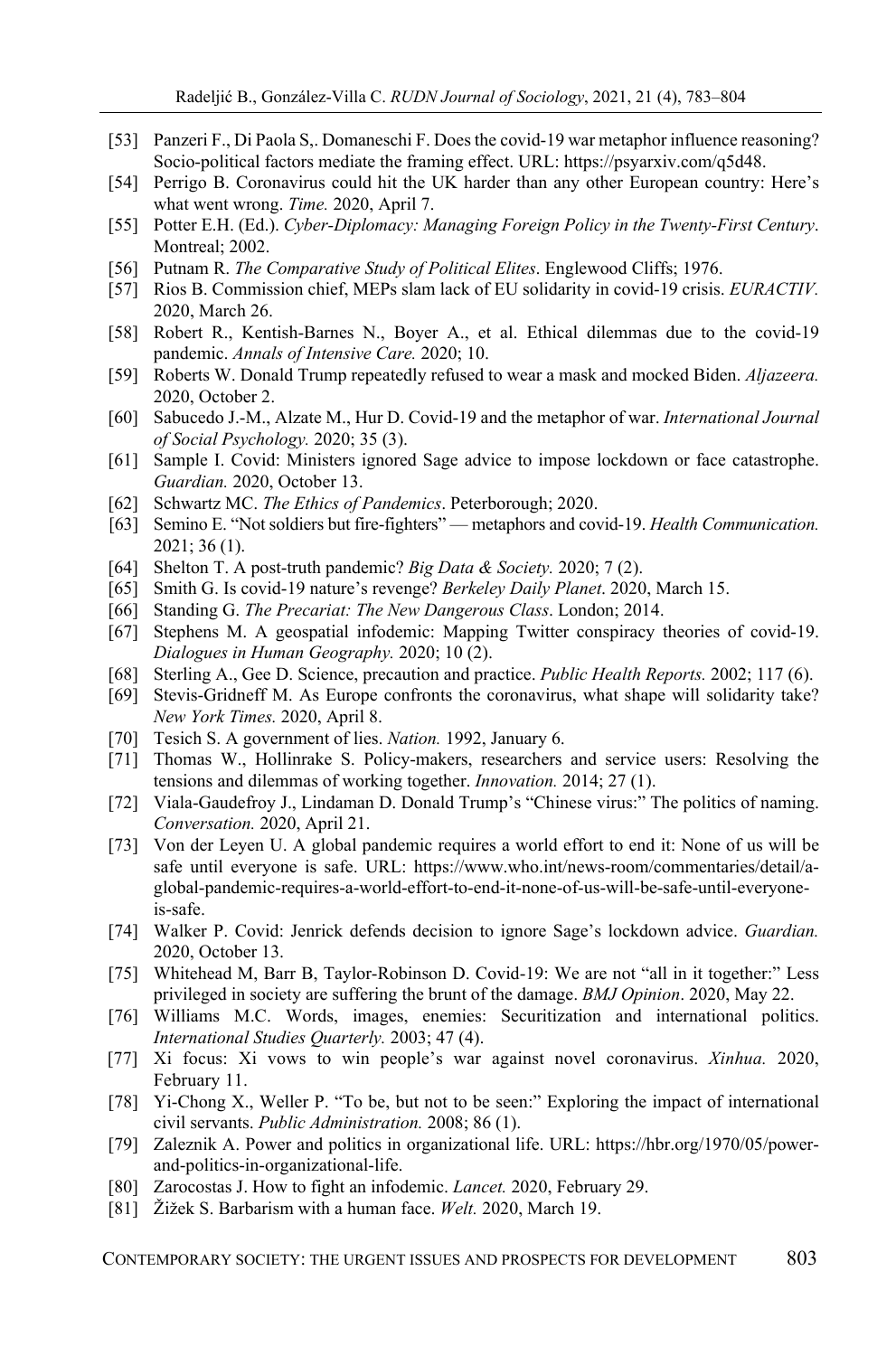[53] Panzeri F., Di Paola S,. Domaneschi F. Does the covid-19 war metaphor influence reasoning? Socio-political factors mediate the framing effect. URL: https://psyarxiv.com/q5d48.

[54] Perrigo B. Coronavirus could hit the UK harder than any other European country: Here's what went wrong. *Time.* 2020, April 7.

[55] Potter E.H. (Ed.). *Cyber-Diplomacy: Managing Foreign Policy in the Twenty-First Century*. Montreal; 2002.

[56] Putnam R. *The Comparative Study of Political Elites*. Englewood Cliffs; 1976.

[57] Rios B. Commission chief, MEPs slam lack of EU solidarity in covid-19 crisis. *EURACTIV.* 2020, March 26.

[58] Robert R., Kentish-Barnes N., Boyer A., et al. Ethical dilemmas due to the covid-19 pandemic. *Annals of Intensive Care.* 2020; 10.

[59] Roberts W. Donald Trump repeatedly refused to wear a mask and mocked Biden. *Aljazeera.* 2020, October 2.

[60] Sabucedo J.-M., Alzate M., Hur D. Covid-19 and the metaphor of war. *International Journal of Social Psychology.* 2020; 35 (3).

[61] Sample I. Covid: Ministers ignored Sage advice to impose lockdown or face catastrophe. *Guardian.* 2020, October 13.

[62] Schwartz MC. *The Ethics of Pandemics*. Peterborough; 2020.

[63] Semino E. "Not soldiers but fire-fighters" — metaphors and covid-19. *Health Communication.* 2021; 36 (1).

[64] Shelton T. A post-truth pandemic? *Big Data & Society.* 2020; 7 (2).

[65] Smith G. Is covid-19 nature's revenge? *Berkeley Daily Planet*. 2020, March 15.

[66] Standing G. *The Precariat: The New Dangerous Class*. London; 2014.

[67] Stephens M. A geospatial infodemic: Mapping Twitter conspiracy theories of covid-19. *Dialogues in Human Geography.* 2020; 10 (2).

[68] Sterling A., Gee D. Science, precaution and practice. *Public Health Reports.* 2002; 117 (6).

[69] Stevis-Gridneff M. As Europe confronts the coronavirus, what shape will solidarity take? *New York Times.* 2020, April 8.

[70] Tesich S. A government of lies. *Nation.* 1992, January 6.

[71] Thomas W., Hollinrake S. Policy-makers, researchers and service users: Resolving the tensions and dilemmas of working together. *Innovation.* 2014; 27 (1).

[72] Viala-Gaudefroy J., Lindaman D. Donald Trump's "Chinese virus:" The politics of naming. *Conversation.* 2020, April 21.

[73] Von der Leyen U. A global pandemic requires a world effort to end it: None of us will be safe until everyone is safe. URL: https://www.who.int/news-room/commentaries/detail/a-global-pandemic-requires-a-world-effort-to-end-it-none-of-us-will-be-safe-until-everyone-is-safe.

[74] Walker P. Covid: Jenrick defends decision to ignore Sage's lockdown advice. *Guardian.* 2020, October 13.

[75] Whitehead M, Barr B, Taylor-Robinson D. Covid-19: We are not "all in it together:" Less privileged in society are suffering the brunt of the damage. *BMJ Opinion*. 2020, May 22.

[76] Williams M.C. Words, images, enemies: Securitization and international politics. *International Studies Quarterly.* 2003; 47 (4).

[77] Xi focus: Xi vows to win people's war against novel coronavirus. *Xinhua.* 2020, February 11.

[78] Yi-Chong X., Weller P. "To be, but not to be seen:" Exploring the impact of international civil servants. *Public Administration.* 2008; 86 (1).

[79] Zaleznik A. Power and politics in organizational life. URL: https://hbr.org/1970/05/power-and-politics-in-organizational-life.

[80] Zarocostas J. How to fight an infodemic. *Lancet.* 2020, February 29.

[81] Žižek S. Barbarism with a human face. *Welt.* 2020, March 19.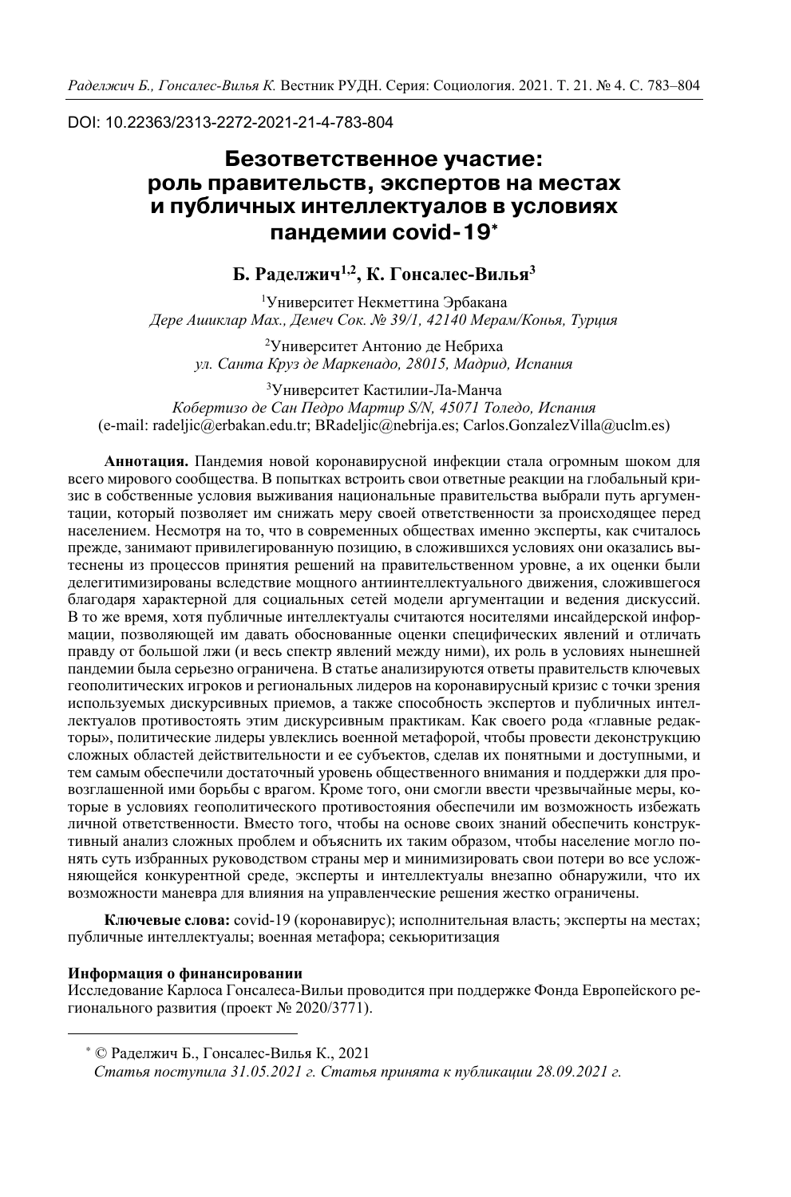DOI: 10.22363/2313-2272-2021-21-4-783-804

# Безответственное участие: роль правительств, экспертов на местах и публичных интеллектуалов в условиях пандемии covid-19*

## Б. Раделжич[1,2], К. Гонсалес-Вилья[3]

[1]Университет Некметтина Эрбакана
*Дере Ашиклар Мах., Демеч Сок. № 39/1, 42140 Мерам/Конья, Турция*

[2]Университет Антонио де Небриха
*ул. Санта Круз де Маркенадо, 28015, Мадрид, Испания*

[3]Университет Кастилии-Ла-Манча
*Кобертизо де Сан Педро Мартир S/N, 45071 Толедо, Испания*
(e-mail: radeljic@erbakan.edu.tr; BRadeljic@nebrija.es; Carlos.GonzalezVilla@uclm.es)

**Аннотация.** Пандемия новой коронавирусной инфекции стала огромным шоком для всего мирового сообщества. В попытках встроить свои ответные реакции на глобальный кризис в собственные условия выживания национальные правительства выбрали путь аргументации, который позволяет им снижать меру своей ответственности за происходящее перед населением. Несмотря на то, что в современных обществах именно эксперты, как считалось прежде, занимают привилегированную позицию, в сложившихся условиях они оказались вытеснены из процессов принятия решений на правительственном уровне, а их оценки были делегитимизированы вследствие мощного антиинтеллектуального движения, сложившегося благодаря характерной для социальных сетей модели аргументации и ведения дискуссий. В то же время, хотя публичные интеллектуалы считаются носителями инсайдерской информации, позволяющей им давать обоснованные оценки специфических явлений и отличать правду от большой лжи (и весь спектр явлений между ними), их роль в условиях нынешней пандемии была серьезно ограничена. В статье анализируются ответы правительств ключевых геополитических игроков и региональных лидеров на коронавирусный кризис с точки зрения используемых дискурсивных приемов, а также способность экспертов и публичных интеллектуалов противостоять этим дискурсивным практикам. Как своего рода «главные редакторы», политические лидеры увлеклись военной метафорой, чтобы провести деконструкцию сложных областей действительности и ее субъектов, сделав их понятными и доступными, и тем самым обеспечили достаточный уровень общественного внимания и поддержки для провозглашенной ими борьбы с врагом. Кроме того, они смогли ввести чрезвычайные меры, которые в условиях геополитического противостояния обеспечили им возможность избежать личной ответственности. Вместо того, чтобы на основе своих знаний обеспечить конструктивный анализ сложных проблем и объяснить их таким образом, чтобы население могло понять суть избранных руководством страны мер и минимизировать свои потери во все усложняющейся конкурентной среде, эксперты и интеллектуалы внезапно обнаружили, что их возможности маневра для влияния на управленческие решения жестко ограничены.

**Ключевые слова:** covid-19 (коронавирус); исполнительная власть; эксперты на местах; публичные интеллектуалы; военная метафора; секьюритизация

**Информация о финансировании**
Исследование Карлоса Гонсалеса-Вильи проводится при поддержке Фонда Европейского регионального развития (проект № 2020/3771).

---

* © Раделжич Б., Гонсалес-Вилья К., 2021
*Статья поступила 31.05.2021 г. Статья принята к публикации 28.09.2021 г.*